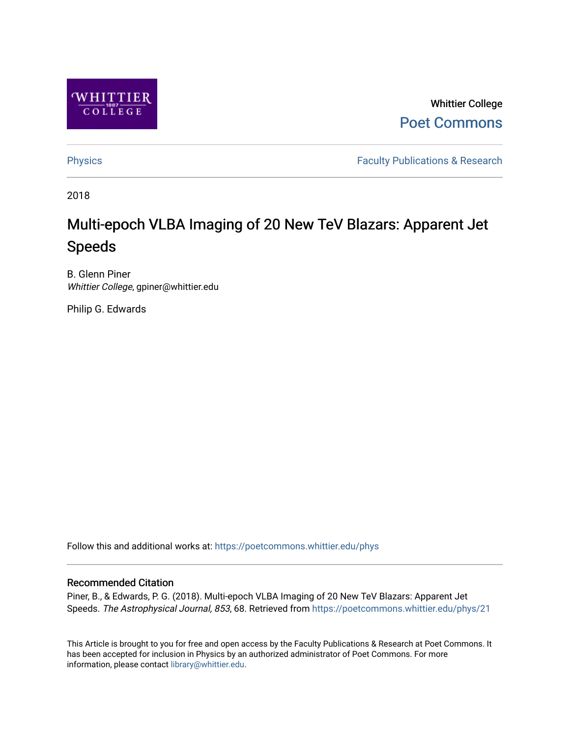Whittier College

Poet Commons

Physics

Faculty Publications & Research

2018

# Multi-epoch VLBA Imaging of 20 New TeV Blazars: Apparent Jet Speeds

B. Glenn Piner
*Whittier College*, gpiner@whittier.edu

Philip G. Edwards

Follow this and additional works at: https://poetcommons.whittier.edu/phys

## Recommended Citation

Piner, B., & Edwards, P. G. (2018). Multi-epoch VLBA Imaging of 20 New TeV Blazars: Apparent Jet Speeds. *The Astrophysical Journal, 853*, 68. Retrieved from https://poetcommons.whittier.edu/phys/21

This Article is brought to you for free and open access by the Faculty Publications & Research at Poet Commons. It has been accepted for inclusion in Physics by an authorized administrator of Poet Commons. For more information, please contact library@whittier.edu.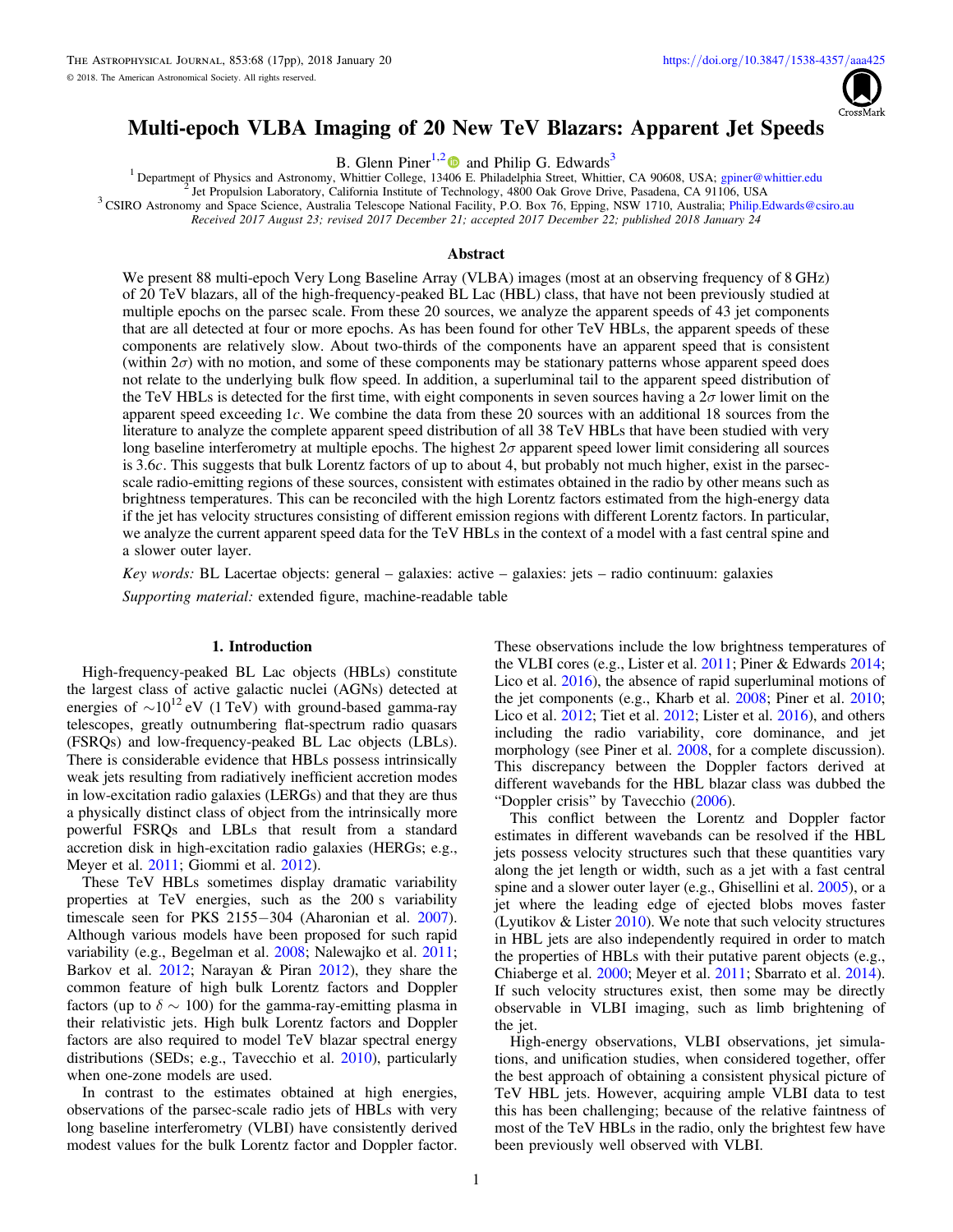# Multi-epoch VLBA Imaging of 20 New TeV Blazars: Apparent Jet Speeds

B. Glenn Piner[1,2] and Philip G. Edwards[3]

[1] Department of Physics and Astronomy, Whittier College, 13406 E. Philadelphia Street, Whittier, CA 90608, USA; gpiner@whittier.edu

[2] Jet Propulsion Laboratory, California Institute of Technology, 4800 Oak Grove Drive, Pasadena, CA 91106, USA

[3] CSIRO Astronomy and Space Science, Australia Telescope National Facility, P.O. Box 76, Epping, NSW 1710, Australia; Philip.Edwards@csiro.au

*Received 2017 August 23; revised 2017 December 21; accepted 2017 December 22; published 2018 January 24*

## Abstract

We present 88 multi-epoch Very Long Baseline Array (VLBA) images (most at an observing frequency of 8 GHz) of 20 TeV blazars, all of the high-frequency-peaked BL Lac (HBL) class, that have not been previously studied at multiple epochs on the parsec scale. From these 20 sources, we analyze the apparent speeds of 43 jet components that are all detected at four or more epochs. As has been found for other TeV HBLs, the apparent speeds of these components are relatively slow. About two-thirds of the components have an apparent speed that is consistent (within $2\sigma$) with no motion, and some of these components may be stationary patterns whose apparent speed does not relate to the underlying bulk flow speed. In addition, a superluminal tail to the apparent speed distribution of the TeV HBLs is detected for the first time, with eight components in seven sources having a $2\sigma$ lower limit on the apparent speed exceeding $1c$. We combine the data from these 20 sources with an additional 18 sources from the literature to analyze the complete apparent speed distribution of all 38 TeV HBLs that have been studied with very long baseline interferometry at multiple epochs. The highest $2\sigma$ apparent speed lower limit considering all sources is $3.6c$. This suggests that bulk Lorentz factors of up to about 4, but probably not much higher, exist in the parsec-scale radio-emitting regions of these sources, consistent with estimates obtained in the radio by other means such as brightness temperatures. This can be reconciled with the high Lorentz factors estimated from the high-energy data if the jet has velocity structures consisting of different emission regions with different Lorentz factors. In particular, we analyze the current apparent speed data for the TeV HBLs in the context of a model with a fast central spine and a slower outer layer.

*Key words:* BL Lacertae objects: general – galaxies: active – galaxies: jets – radio continuum: galaxies

*Supporting material:* extended figure, machine-readable table

## 1. Introduction

High-frequency-peaked BL Lac objects (HBLs) constitute the largest class of active galactic nuclei (AGNs) detected at energies of $\sim 10^{12}$ eV (1 TeV) with ground-based gamma-ray telescopes, greatly outnumbering flat-spectrum radio quasars (FSRQs) and low-frequency-peaked BL Lac objects (LBLs). There is considerable evidence that HBLs possess intrinsically weak jets resulting from radiatively inefficient accretion modes in low-excitation radio galaxies (LERGs) and that they are thus a physically distinct class of object from the intrinsically more powerful FSRQs and LBLs that result from a standard accretion disk in high-excitation radio galaxies (HERGs; e.g., Meyer et al. 2011; Giommi et al. 2012).

These TeV HBLs sometimes display dramatic variability properties at TeV energies, such as the 200 s variability timescale seen for PKS 2155−304 (Aharonian et al. 2007). Although various models have been proposed for such rapid variability (e.g., Begelman et al. 2008; Nalewajko et al. 2011; Barkov et al. 2012; Narayan & Piran 2012), they share the common feature of high bulk Lorentz factors and Doppler factors (up to $\delta \sim 100$) for the gamma-ray-emitting plasma in their relativistic jets. High bulk Lorentz factors and Doppler factors are also required to model TeV blazar spectral energy distributions (SEDs; e.g., Tavecchio et al. 2010), particularly when one-zone models are used.

In contrast to the estimates obtained at high energies, observations of the parsec-scale radio jets of HBLs with very long baseline interferometry (VLBI) have consistently derived modest values for the bulk Lorentz factor and Doppler factor. These observations include the low brightness temperatures of the VLBI cores (e.g., Lister et al. 2011; Piner & Edwards 2014; Lico et al. 2016), the absence of rapid superluminal motions of the jet components (e.g., Kharb et al. 2008; Piner et al. 2010; Lico et al. 2012; Tiet et al. 2012; Lister et al. 2016), and others including the radio variability, core dominance, and jet morphology (see Piner et al. 2008, for a complete discussion). This discrepancy between the Doppler factors derived at different wavebands for the HBL blazar class was dubbed the "Doppler crisis" by Tavecchio (2006).

This conflict between the Lorentz and Doppler factor estimates in different wavebands can be resolved if the HBL jets possess velocity structures such that these quantities vary along the jet length or width, such as a jet with a fast central spine and a slower outer layer (e.g., Ghisellini et al. 2005), or a jet where the leading edge of ejected blobs moves faster (Lyutikov & Lister 2010). We note that such velocity structures in HBL jets are also independently required in order to match the properties of HBLs with their putative parent objects (e.g., Chiaberge et al. 2000; Meyer et al. 2011; Sbarrato et al. 2014). If such velocity structures exist, then some may be directly observable in VLBI imaging, such as limb brightening of the jet.

High-energy observations, VLBI observations, jet simulations, and unification studies, when considered together, offer the best approach of obtaining a consistent physical picture of TeV HBL jets. However, acquiring ample VLBI data to test this has been challenging; because of the relative faintness of most of the TeV HBLs in the radio, only the brightest few have been previously well observed with VLBI.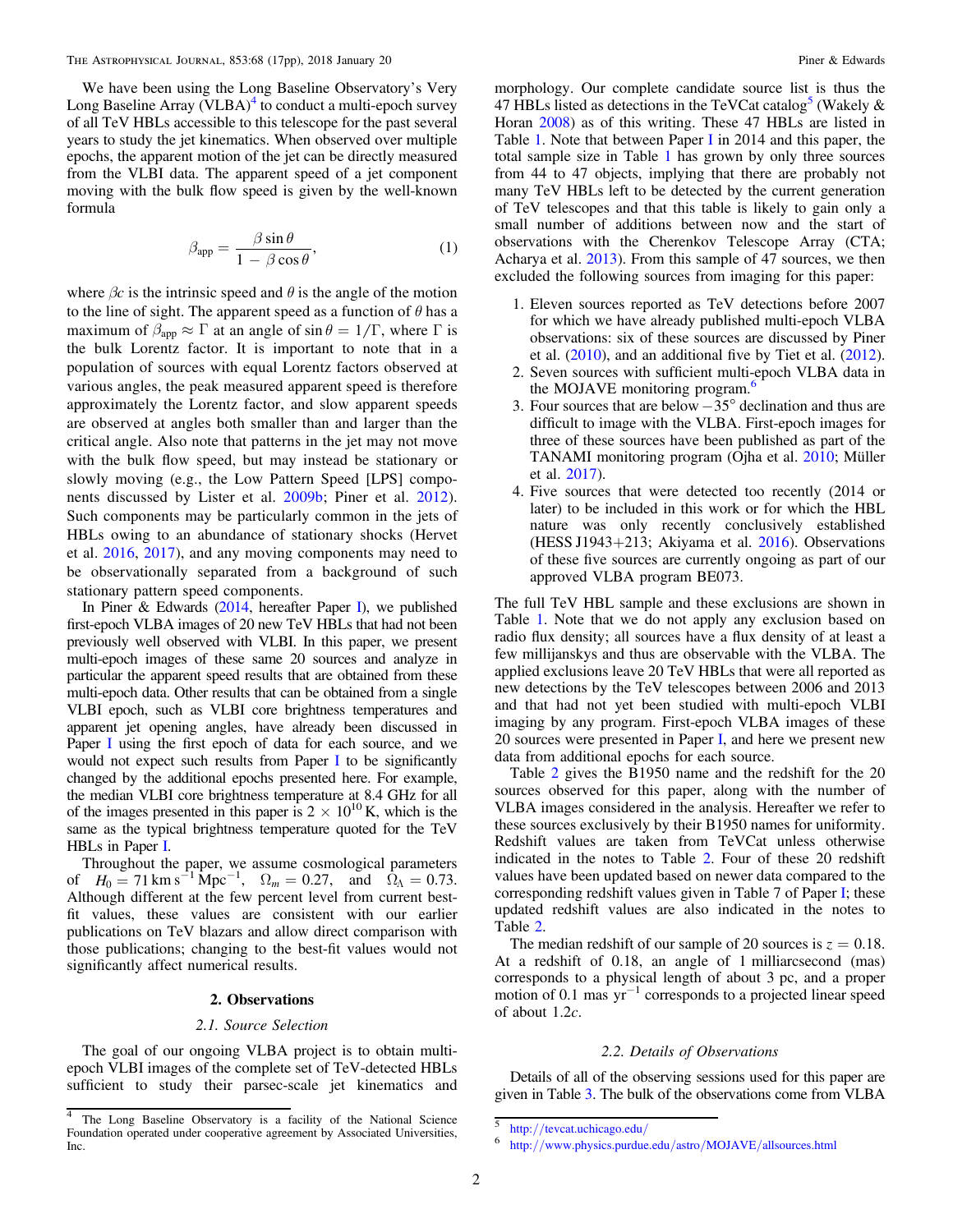We have been using the Long Baseline Observatory's Very Long Baseline Array (VLBA)[4] to conduct a multi-epoch survey of all TeV HBLs accessible to this telescope for the past several years to study the jet kinematics. When observed over multiple epochs, the apparent motion of the jet can be directly measured from the VLBI data. The apparent speed of a jet component moving with the bulk flow speed is given by the well-known formula

$$\beta_{\rm app} = \frac{\beta \sin\theta}{1 - \beta\cos\theta}, \tag{1}$$

where $\beta c$ is the intrinsic speed and $\theta$ is the angle of the motion to the line of sight. The apparent speed as a function of $\theta$ has a maximum of $\beta_{\rm app} \approx \Gamma$ at an angle of $\sin\theta = 1/\Gamma$, where $\Gamma$ is the bulk Lorentz factor. It is important to note that in a population of sources with equal Lorentz factors observed at various angles, the peak measured apparent speed is therefore approximately the Lorentz factor, and slow apparent speeds are observed at angles both smaller than and larger than the critical angle. Also note that patterns in the jet may not move with the bulk flow speed, but may instead be stationary or slowly moving (e.g., the Low Pattern Speed [LPS] components discussed by Lister et al. 2009b; Piner et al. 2012). Such components may be particularly common in the jets of HBLs owing to an abundance of stationary shocks (Hervet et al. 2016, 2017), and any moving components may need to be observationally separated from a background of such stationary pattern speed components.

In Piner & Edwards (2014, hereafter Paper I), we published first-epoch VLBA images of 20 new TeV HBLs that had not been previously well observed with VLBI. In this paper, we present multi-epoch images of these same 20 sources and analyze in particular the apparent speed results that are obtained from these multi-epoch data. Other results that can be obtained from a single VLBI epoch, such as VLBI core brightness temperatures and apparent jet opening angles, have already been discussed in Paper I using the first epoch of data for each source, and we would not expect such results from Paper I to be significantly changed by the additional epochs presented here. For example, the median VLBI core brightness temperature at 8.4 GHz for all of the images presented in this paper is $2 \times 10^{10}$ K, which is the same as the typical brightness temperature quoted for the TeV HBLs in Paper I.

Throughout the paper, we assume cosmological parameters of $H_0 = 71\ {\rm km\ s^{-1}\ Mpc^{-1}}$, $\Omega_m = 0.27$, and $\Omega_\Lambda = 0.73$. Although different at the few percent level from current best-fit values, these values are consistent with our earlier publications on TeV blazars and allow direct comparison with those publications; changing to the best-fit values would not significantly affect numerical results.

## 2. Observations

### 2.1. Source Selection

The goal of our ongoing VLBA project is to obtain multi-epoch VLBI images of the complete set of TeV-detected HBLs sufficient to study their parsec-scale jet kinematics and morphology. Our complete candidate source list is thus the 47 HBLs listed as detections in the TeVCat catalog[5] (Wakely & Horan 2008) as of this writing. These 47 HBLs are listed in Table 1. Note that between Paper I in 2014 and this paper, the total sample size in Table 1 has grown by only three sources from 44 to 47 objects, implying that there are probably not many TeV HBLs left to be detected by the current generation of TeV telescopes and that this table is likely to gain only a small number of additions between now and the start of observations with the Cherenkov Telescope Array (CTA; Acharya et al. 2013). From this sample of 47 sources, we then excluded the following sources from imaging for this paper:

1. Eleven sources reported as TeV detections before 2007 for which we have already published multi-epoch VLBA observations: six of these sources are discussed by Piner et al. (2010), and an additional five by Tiet et al. (2012).
2. Seven sources with sufficient multi-epoch VLBA data in the MOJAVE monitoring program.[6]
3. Four sources that are below $-35^\circ$ declination and thus are difficult to image with the VLBA. First-epoch images for three of these sources have been published as part of the TANAMI monitoring program (Ojha et al. 2010; Müller et al. 2017).
4. Five sources that were detected too recently (2014 or later) to be included in this work or for which the HBL nature was only recently conclusively established (HESS J1943+213; Akiyama et al. 2016). Observations of these five sources are currently ongoing as part of our approved VLBA program BE073.

The full TeV HBL sample and these exclusions are shown in Table 1. Note that we do not apply any exclusion based on radio flux density; all sources have a flux density of at least a few millijanskys and thus are observable with the VLBA. The applied exclusions leave 20 TeV HBLs that were all reported as new detections by the TeV telescopes between 2006 and 2013 and that had not yet been studied with multi-epoch VLBI imaging by any program. First-epoch VLBA images of these 20 sources were presented in Paper I, and here we present new data from additional epochs for each source.

Table 2 gives the B1950 name and the redshift for the 20 sources observed for this paper, along with the number of VLBA images considered in the analysis. Hereafter we refer to these sources exclusively by their B1950 names for uniformity. Redshift values are taken from TeVCat unless otherwise indicated in the notes to Table 2. Four of these 20 redshift values have been updated based on newer data compared to the corresponding redshift values given in Table 7 of Paper I; these updated redshift values are also indicated in the notes to Table 2.

The median redshift of our sample of 20 sources is $z = 0.18$. At a redshift of 0.18, an angle of 1 milliarcsecond (mas) corresponds to a physical length of about 3 pc, and a proper motion of 0.1 mas yr$^{-1}$ corresponds to a projected linear speed of about $1.2c$.

### 2.2. Details of Observations

Details of all of the observing sessions used for this paper are given in Table 3. The bulk of the observations come from VLBA

---

[4] The Long Baseline Observatory is a facility of the National Science Foundation operated under cooperative agreement by Associated Universities, Inc.

[5] http://tevcat.uchicago.edu/

[6] http://www.physics.purdue.edu/astro/MOJAVE/allsources.html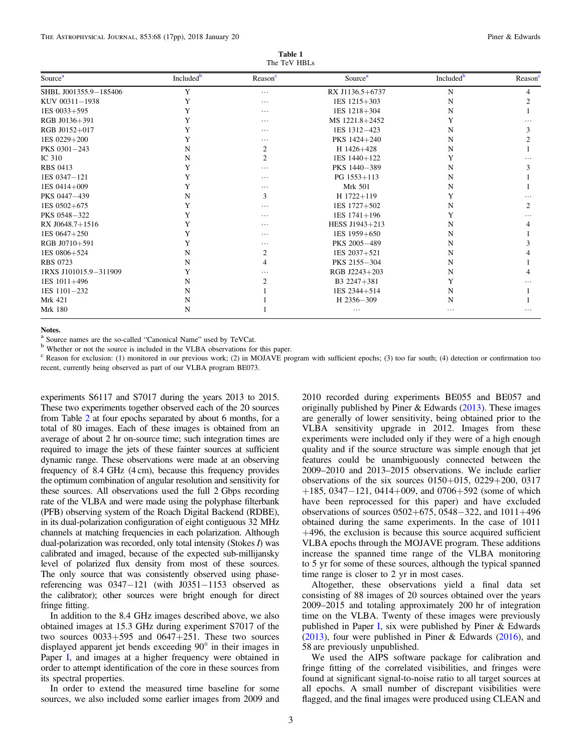**Table 1**
The TeV HBLs

| Source[a] | Included[b] | Reason[c] | Source[a] | Included[b] | Reason[c] |
|---|---|---|---|---|---|
| SHBL J001355.9−185406 | Y | … | RX J1136.5+6737 | N | 4 |
| KUV 00311−1938 | Y | … | 1ES 1215+303 | N | 2 |
| 1ES 0033+595 | Y | … | 1ES 1218+304 | N | 1 |
| RGB J0136+391 | Y | … | MS 1221.8+2452 | Y | … |
| RGB J0152+017 | Y | … | 1ES 1312−423 | N | 3 |
| 1ES 0229+200 | Y | … | PKS 1424+240 | N | 2 |
| PKS 0301−243 | N | 2 | H 1426+428 | N | 1 |
| IC 310 | N | 2 | 1ES 1440+122 | Y | … |
| RBS 0413 | Y | … | PKS 1440−389 | N | 3 |
| 1ES 0347−121 | Y | … | PG 1553+113 | N | 1 |
| 1ES 0414+009 | Y | … | Mrk 501 | N | 1 |
| PKS 0447−439 | N | 3 | H 1722+119 | Y | … |
| 1ES 0502+675 | Y | … | 1ES 1727+502 | N | 2 |
| PKS 0548−322 | Y | … | 1ES 1741+196 | Y | … |
| RX J0648.7+1516 | Y | … | HESS J1943+213 | N | 4 |
| 1ES 0647+250 | Y | … | 1ES 1959+650 | N | 1 |
| RGB J0710+591 | Y | … | PKS 2005−489 | N | 3 |
| 1ES 0806+524 | N | 2 | 1ES 2037+521 | N | 4 |
| RBS 0723 | N | 4 | PKS 2155−304 | N | 1 |
| 1RXS J101015.9−311909 | Y | … | RGB J2243+203 | N | 4 |
| 1ES 1011+496 | N | 2 | B3 2247+381 | Y | … |
| 1ES 1101−232 | N | 1 | 1ES 2344+514 | N | 1 |
| Mrk 421 | N | 1 | H 2356−309 | N | 1 |
| Mrk 180 | N | 1 | … | … | … |

**Notes.**
[a] Source names are the so-called "Canonical Name" used by TeVCat.
[b] Whether or not the source is included in the VLBA observations for this paper.
[c] Reason for exclusion: (1) monitored in our previous work; (2) in MOJAVE program with sufficient epochs; (3) too far south; (4) detection or confirmation too recent, currently being observed as part of our VLBA program BE073.

experiments S6117 and S7017 during the years 2013 to 2015. These two experiments together observed each of the 20 sources from Table 2 at four epochs separated by about 6 months, for a total of 80 images. Each of these images is obtained from an average of about 2 hr on-source time; such integration times are required to image the jets of these fainter sources at sufficient dynamic range. These observations were made at an observing frequency of 8.4 GHz (4 cm), because this frequency provides the optimum combination of angular resolution and sensitivity for these sources. All observations used the full 2 Gbps recording rate of the VLBA and were made using the polyphase filterbank (PFB) observing system of the Roach Digital Backend (RDBE), in its dual-polarization configuration of eight contiguous 32 MHz channels at matching frequencies in each polarization. Although dual-polarization was recorded, only total intensity (Stokes *I*) was calibrated and imaged, because of the expected sub-millijansky level of polarized flux density from most of these sources. The only source that was consistently observed using phase-referencing was 0347−121 (with J0351−1153 observed as the calibrator); other sources were bright enough for direct fringe fitting.

In addition to the 8.4 GHz images described above, we also obtained images at 15.3 GHz during experiment S7017 of the two sources 0033+595 and 0647+251. These two sources displayed apparent jet bends exceeding 90° in their images in Paper I, and images at a higher frequency were obtained in order to attempt identification of the core in these sources from its spectral properties.

In order to extend the measured time baseline for some sources, we also included some earlier images from 2009 and 2010 recorded during experiments BE055 and BE057 and originally published by Piner & Edwards (2013). These images are generally of lower sensitivity, being obtained prior to the VLBA sensitivity upgrade in 2012. Images from these experiments were included only if they were of a high enough quality and if the source structure was simple enough that jet features could be unambiguously connected between the 2009–2010 and 2013–2015 observations. We include earlier observations of the six sources 0150+015, 0229+200, 0317+185, 0347−121, 0414+009, and 0706+592 (some of which have been reprocessed for this paper) and have excluded observations of sources 0502+675, 0548−322, and 1011+496 obtained during the same experiments. In the case of 1011+496, the exclusion is because this source acquired sufficient VLBA epochs through the MOJAVE program. These additions increase the spanned time range of the VLBA monitoring to 5 yr for some of these sources, although the typical spanned time range is closer to 2 yr in most cases.

Altogether, these observations yield a final data set consisting of 88 images of 20 sources obtained over the years 2009–2015 and totaling approximately 200 hr of integration time on the VLBA. Twenty of these images were previously published in Paper I, six were published by Piner & Edwards (2013), four were published in Piner & Edwards (2016), and 58 are previously unpublished.

We used the AIPS software package for calibration and fringe fitting of the correlated visibilities, and fringes were found at significant signal-to-noise ratio to all target sources at all epochs. A small number of discrepant visibilities were flagged, and the final images were produced using CLEAN and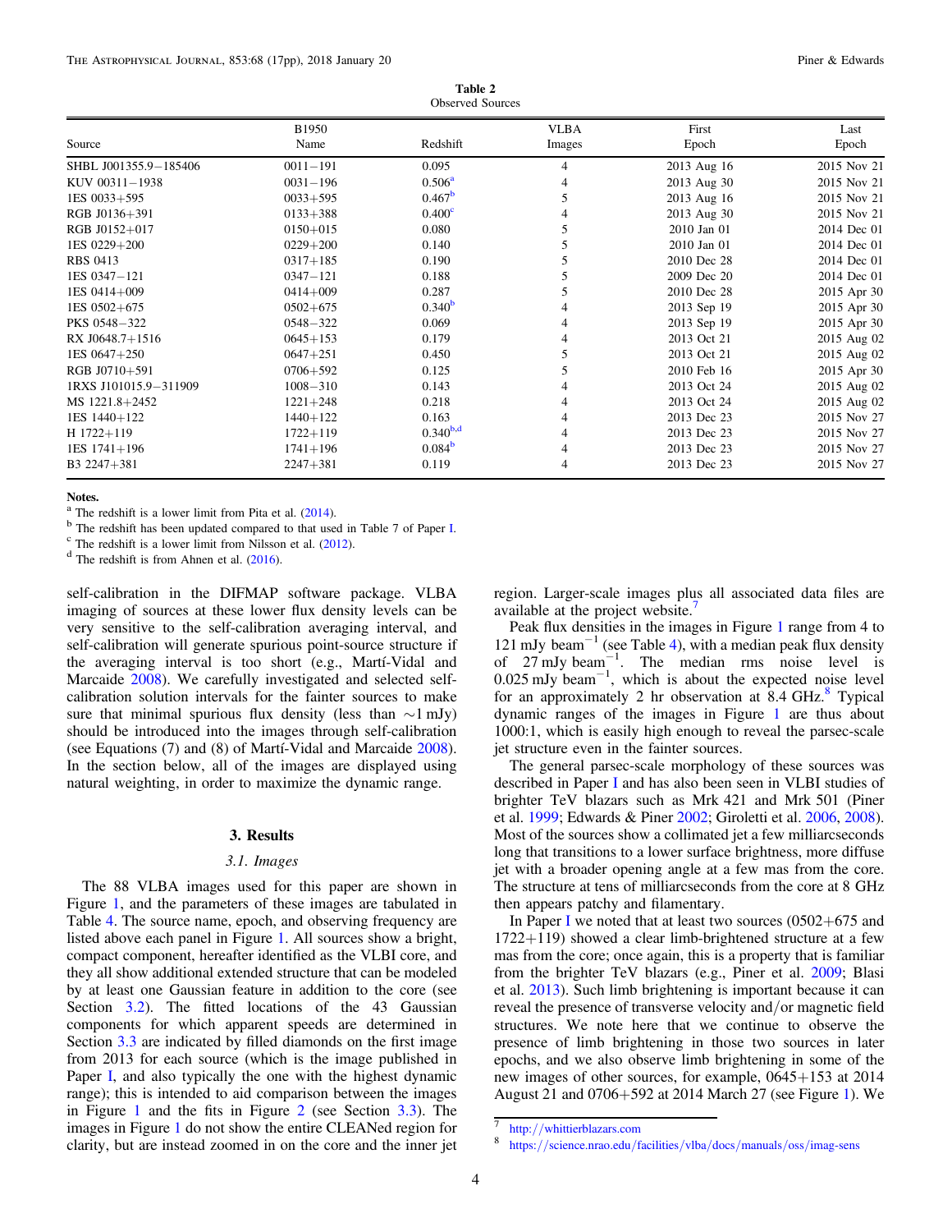**Table 2**
Observed Sources

| Source | B1950 Name | Redshift | VLBA Images | First Epoch | Last Epoch |
|---|---|---|---|---|---|
| SHBL J001355.9−185406 | 0011−191 | 0.095 | 4 | 2013 Aug 16 | 2015 Nov 21 |
| KUV 00311−1938 | 0031−196 | 0.506[a] | 4 | 2013 Aug 30 | 2015 Nov 21 |
| 1ES 0033+595 | 0033+595 | 0.467[b] | 5 | 2013 Aug 16 | 2015 Nov 21 |
| RGB J0136+391 | 0133+388 | 0.400[c] | 4 | 2013 Aug 30 | 2015 Nov 21 |
| RGB J0152+017 | 0150+015 | 0.080 | 5 | 2010 Jan 01 | 2014 Dec 01 |
| 1ES 0229+200 | 0229+200 | 0.140 | 5 | 2010 Jan 01 | 2014 Dec 01 |
| RBS 0413 | 0317+185 | 0.190 | 5 | 2010 Dec 28 | 2014 Dec 01 |
| 1ES 0347−121 | 0347−121 | 0.188 | 5 | 2009 Dec 20 | 2014 Dec 01 |
| 1ES 0414+009 | 0414+009 | 0.287 | 5 | 2010 Dec 28 | 2015 Apr 30 |
| 1ES 0502+675 | 0502+675 | 0.340[b] | 4 | 2013 Sep 19 | 2015 Apr 30 |
| PKS 0548−322 | 0548−322 | 0.069 | 4 | 2013 Sep 19 | 2015 Apr 30 |
| RX J0648.7+1516 | 0645+153 | 0.179 | 4 | 2013 Oct 21 | 2015 Aug 02 |
| 1ES 0647+250 | 0647+251 | 0.450 | 5 | 2013 Oct 21 | 2015 Aug 02 |
| RGB J0710+591 | 0706+592 | 0.125 | 5 | 2010 Feb 16 | 2015 Apr 30 |
| 1RXS J101015.9−311909 | 1008−310 | 0.143 | 4 | 2013 Oct 24 | 2015 Aug 02 |
| MS 1221.8+2452 | 1221+248 | 0.218 | 4 | 2013 Oct 24 | 2015 Aug 02 |
| 1ES 1440+122 | 1440+122 | 0.163 | 4 | 2013 Dec 23 | 2015 Nov 27 |
| H 1722+119 | 1722+119 | 0.340[b,d] | 4 | 2013 Dec 23 | 2015 Nov 27 |
| 1ES 1741+196 | 1741+196 | 0.084[b] | 4 | 2013 Dec 23 | 2015 Nov 27 |
| B3 2247+381 | 2247+381 | 0.119 | 4 | 2013 Dec 23 | 2015 Nov 27 |

**Notes.**
[a] The redshift is a lower limit from Pita et al. (2014).
[b] The redshift has been updated compared to that used in Table 7 of Paper I.
[c] The redshift is a lower limit from Nilsson et al. (2012).
[d] The redshift is from Ahnen et al. (2016).

self-calibration in the DIFMAP software package. VLBA imaging of sources at these lower flux density levels can be very sensitive to the self-calibration averaging interval, and self-calibration will generate spurious point-source structure if the averaging interval is too short (e.g., Martí-Vidal and Marcaide 2008). We carefully investigated and selected self-calibration solution intervals for the fainter sources to make sure that minimal spurious flux density (less than ∼1 mJy) should be introduced into the images through self-calibration (see Equations (7) and (8) of Martí-Vidal and Marcaide 2008). In the section below, all of the images are displayed using natural weighting, in order to maximize the dynamic range.

## 3. Results

### 3.1. Images

The 88 VLBA images used for this paper are shown in Figure 1, and the parameters of these images are tabulated in Table 4. The source name, epoch, and observing frequency are listed above each panel in Figure 1. All sources show a bright, compact component, hereafter identified as the VLBI core, and they all show additional extended structure that can be modeled by at least one Gaussian feature in addition to the core (see Section 3.2). The fitted locations of the 43 Gaussian components for which apparent speeds are determined in Section 3.3 are indicated by filled diamonds on the first image from 2013 for each source (which is the image published in Paper I, and also typically the one with the highest dynamic range); this is intended to aid comparison between the images in Figure 1 and the fits in Figure 2 (see Section 3.3). The images in Figure 1 do not show the entire CLEANed region for clarity, but are instead zoomed in on the core and the inner jet region. Larger-scale images plus all associated data files are available at the project website.[7]

Peak flux densities in the images in Figure 1 range from 4 to 121 mJy beam$^{-1}$ (see Table 4), with a median peak flux density of 27 mJy beam$^{-1}$. The median rms noise level is 0.025 mJy beam$^{-1}$, which is about the expected noise level for an approximately 2 hr observation at 8.4 GHz.[8] Typical dynamic ranges of the images in Figure 1 are thus about 1000:1, which is easily high enough to reveal the parsec-scale jet structure even in the fainter sources.

The general parsec-scale morphology of these sources was described in Paper I and has also been seen in VLBI studies of brighter TeV blazars such as Mrk 421 and Mrk 501 (Piner et al. 1999; Edwards & Piner 2002; Giroletti et al. 2006, 2008). Most of the sources show a collimated jet a few milliarcseconds long that transitions to a lower surface brightness, more diffuse jet with a broader opening angle at a few mas from the core. The structure at tens of milliarcseconds from the core at 8 GHz then appears patchy and filamentary.

In Paper I we noted that at least two sources (0502+675 and 1722+119) showed a clear limb-brightened structure at a few mas from the core; once again, this is a property that is familiar from the brighter TeV blazars (e.g., Piner et al. 2009; Blasi et al. 2013). Such limb brightening is important because it can reveal the presence of transverse velocity and/or magnetic field structures. We note here that we continue to observe the presence of limb brightening in those two sources in later epochs, and we also observe limb brightening in some of the new images of other sources, for example, 0645+153 at 2014 August 21 and 0706+592 at 2014 March 27 (see Figure 1). We

[7] http://whittierblazars.com
[8] https://science.nrao.edu/facilities/vlba/docs/manuals/oss/imag-sens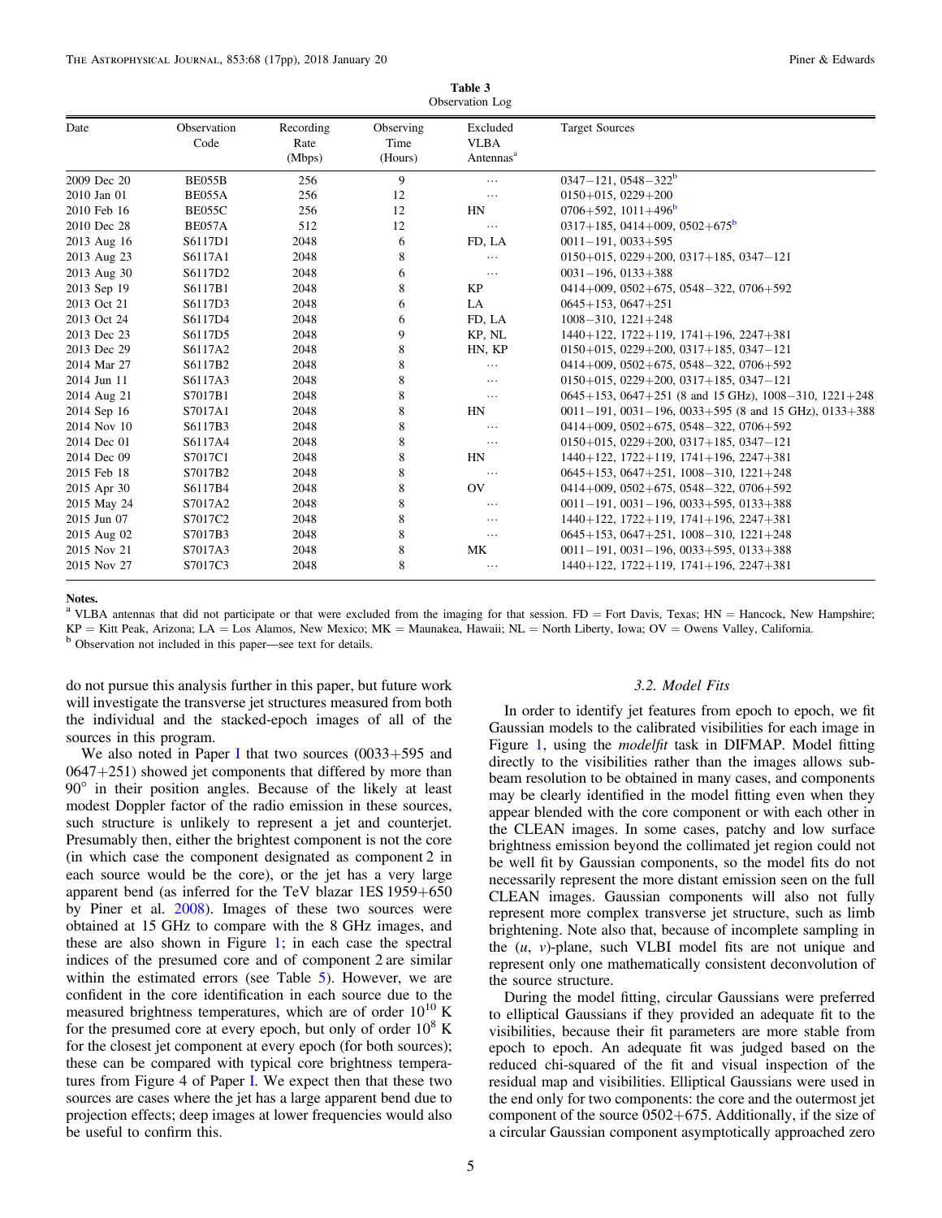**Table 3**
Observation Log

| Date | Observation Code | Recording Rate (Mbps) | Observing Time (Hours) | Excluded VLBA Antennas[a] | Target Sources |
|---|---|---|---|---|---|
| 2009 Dec 20 | BE055B | 256 | 9 | ... | 0347−121, 0548−322[b] |
| 2010 Jan 01 | BE055A | 256 | 12 | ... | 0150+015, 0229+200 |
| 2010 Feb 16 | BE055C | 256 | 12 | HN | 0706+592, 1011+496[b] |
| 2010 Dec 28 | BE057A | 512 | 12 | ... | 0317+185, 0414+009, 0502+675[b] |
| 2013 Aug 16 | S6117D1 | 2048 | 6 | FD, LA | 0011−191, 0033+595 |
| 2013 Aug 23 | S6117A1 | 2048 | 8 | ... | 0150+015, 0229+200, 0317+185, 0347−121 |
| 2013 Aug 30 | S6117D2 | 2048 | 6 | ... | 0031−196, 0133+388 |
| 2013 Sep 19 | S6117B1 | 2048 | 8 | KP | 0414+009, 0502+675, 0548−322, 0706+592 |
| 2013 Oct 21 | S6117D3 | 2048 | 6 | LA | 0645+153, 0647+251 |
| 2013 Oct 24 | S6117D4 | 2048 | 6 | FD, LA | 1008−310, 1221+248 |
| 2013 Dec 23 | S6117D5 | 2048 | 9 | KP, NL | 1440+122, 1722+119, 1741+196, 2247+381 |
| 2013 Dec 29 | S6117A2 | 2048 | 8 | HN, KP | 0150+015, 0229+200, 0317+185, 0347−121 |
| 2014 Mar 27 | S6117B2 | 2048 | 8 | ... | 0414+009, 0502+675, 0548−322, 0706+592 |
| 2014 Jun 11 | S6117A3 | 2048 | 8 | ... | 0150+015, 0229+200, 0317+185, 0347−121 |
| 2014 Aug 21 | S7017B1 | 2048 | 8 | ... | 0645+153, 0647+251 (8 and 15 GHz), 1008−310, 1221+248 |
| 2014 Sep 16 | S7017A1 | 2048 | 8 | HN | 0011−191, 0031−196, 0033+595 (8 and 15 GHz), 0133+388 |
| 2014 Nov 10 | S6117B3 | 2048 | 8 | ... | 0414+009, 0502+675, 0548−322, 0706+592 |
| 2014 Dec 01 | S6117A4 | 2048 | 8 | ... | 0150+015, 0229+200, 0317+185, 0347−121 |
| 2014 Dec 09 | S7017C1 | 2048 | 8 | HN | 1440+122, 1722+119, 1741+196, 2247+381 |
| 2015 Feb 18 | S7017B2 | 2048 | 8 | ... | 0645+153, 0647+251, 1008−310, 1221+248 |
| 2015 Apr 30 | S6117B4 | 2048 | 8 | OV | 0414+009, 0502+675, 0548−322, 0706+592 |
| 2015 May 24 | S7017A2 | 2048 | 8 | ... | 0011−191, 0031−196, 0033+595, 0133+388 |
| 2015 Jun 07 | S7017C2 | 2048 | 8 | ... | 1440+122, 1722+119, 1741+196, 2247+381 |
| 2015 Aug 02 | S7017B3 | 2048 | 8 | ... | 0645+153, 0647+251, 1008−310, 1221+248 |
| 2015 Nov 21 | S7017A3 | 2048 | 8 | MK | 0011−191, 0031−196, 0033+595, 0133+388 |
| 2015 Nov 27 | S7017C3 | 2048 | 8 | ... | 1440+122, 1722+119, 1741+196, 2247+381 |

**Notes.**
[a] VLBA antennas that did not participate or that were excluded from the imaging for that session. FD = Fort Davis, Texas; HN = Hancock, New Hampshire; KP = Kitt Peak, Arizona; LA = Los Alamos, New Mexico; MK = Maunakea, Hawaii; NL = North Liberty, Iowa; OV = Owens Valley, California.
[b] Observation not included in this paper—see text for details.

do not pursue this analysis further in this paper, but future work will investigate the transverse jet structures measured from both the individual and the stacked-epoch images of all of the sources in this program.

We also noted in Paper I that two sources (0033+595 and 0647+251) showed jet components that differed by more than 90° in their position angles. Because of the likely at least modest Doppler factor of the radio emission in these sources, such structure is unlikely to represent a jet and counterjet. Presumably then, either the brightest component is not the core (in which case the component designated as component 2 in each source would be the core), or the jet has a very large apparent bend (as inferred for the TeV blazar 1ES 1959+650 by Piner et al. 2008). Images of these two sources were obtained at 15 GHz to compare with the 8 GHz images, and these are also shown in Figure 1; in each case the spectral indices of the presumed core and of component 2 are similar within the estimated errors (see Table 5). However, we are confident in the core identification in each source due to the measured brightness temperatures, which are of order $10^{10}$ K for the presumed core at every epoch, but only of order $10^{8}$ K for the closest jet component at every epoch (for both sources); these can be compared with typical core brightness temperatures from Figure 4 of Paper I. We expect then that these two sources are cases where the jet has a large apparent bend due to projection effects; deep images at lower frequencies would also be useful to confirm this.

### 3.2. Model Fits

In order to identify jet features from epoch to epoch, we fit Gaussian models to the calibrated visibilities for each image in Figure 1, using the *modelfit* task in DIFMAP. Model fitting directly to the visibilities rather than the images allows sub-beam resolution to be obtained in many cases, and components may be clearly identified in the model fitting even when they appear blended with the core component or with each other in the CLEAN images. In some cases, patchy and low surface brightness emission beyond the collimated jet region could not be well fit by Gaussian components, so the model fits do not necessarily represent the more distant emission seen on the full CLEAN images. Gaussian components will also not fully represent more complex transverse jet structure, such as limb brightening. Note also that, because of incomplete sampling in the $(u, v)$-plane, such VLBI model fits are not unique and represent only one mathematically consistent deconvolution of the source structure.

During the model fitting, circular Gaussians were preferred to elliptical Gaussians if they provided an adequate fit to the visibilities, because their fit parameters are more stable from epoch to epoch. An adequate fit was judged based on the reduced chi-squared of the fit and visual inspection of the residual map and visibilities. Elliptical Gaussians were used in the end only for two components: the core and the outermost jet component of the source 0502+675. Additionally, if the size of a circular Gaussian component asymptotically approached zero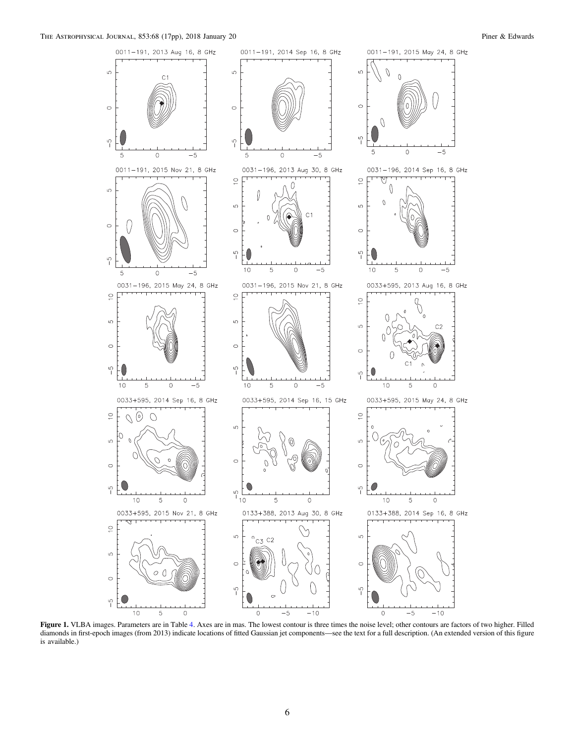**Figure 1.** VLBA images. Parameters are in Table 4. Axes are in mas. The lowest contour is three times the noise level; other contours are factors of two higher. Filled diamonds in first-epoch images (from 2013) indicate locations of fitted Gaussian jet components—see the text for a full description. (An extended version of this figure is available.)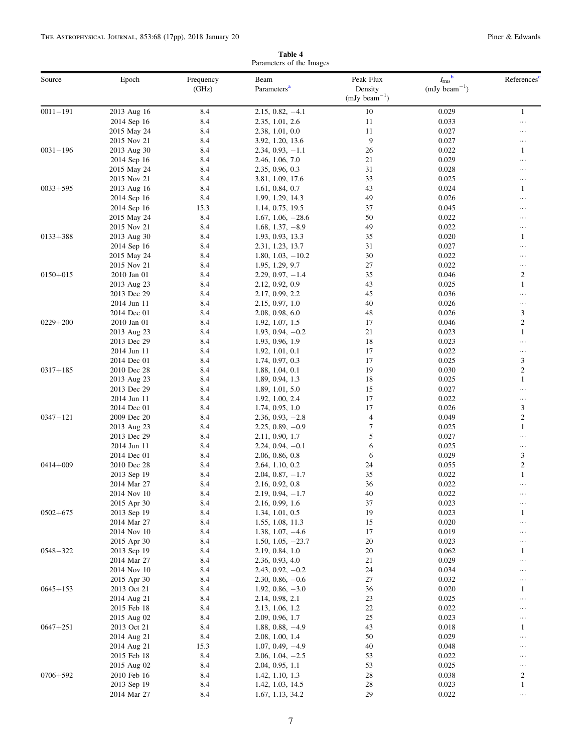**Table 4**
Parameters of the Images

| Source | Epoch | Frequency (GHz) | Beam Parameters[a] | Peak Flux Density (mJy beam$^{-1}$) | $I_{rms}$[b] (mJy beam$^{-1}$) | References[c] |
|---|---|---|---|---|---|---|
| 0011−191 | 2013 Aug 16 | 8.4 | 2.15, 0.82, −4.1 | 10 | 0.029 | 1 |
| | 2014 Sep 16 | 8.4 | 2.35, 1.01, 2.6 | 11 | 0.033 | … |
| | 2015 May 24 | 8.4 | 2.38, 1.01, 0.0 | 11 | 0.027 | … |
| | 2015 Nov 21 | 8.4 | 3.92, 1.20, 13.6 | 9 | 0.027 | … |
| 0031−196 | 2013 Aug 30 | 8.4 | 2.34, 0.93, −1.1 | 26 | 0.022 | 1 |
| | 2014 Sep 16 | 8.4 | 2.46, 1.06, 7.0 | 21 | 0.029 | … |
| | 2015 May 24 | 8.4 | 2.35, 0.96, 0.3 | 31 | 0.028 | … |
| | 2015 Nov 21 | 8.4 | 3.81, 1.09, 17.6 | 33 | 0.025 | … |
| 0033+595 | 2013 Aug 16 | 8.4 | 1.61, 0.84, 0.7 | 43 | 0.024 | 1 |
| | 2014 Sep 16 | 8.4 | 1.99, 1.29, 14.3 | 49 | 0.026 | … |
| | 2014 Sep 16 | 15.3 | 1.14, 0.75, 19.5 | 37 | 0.045 | … |
| | 2015 May 24 | 8.4 | 1.67, 1.06, −28.6 | 50 | 0.022 | … |
| | 2015 Nov 21 | 8.4 | 1.68, 1.37, −8.9 | 49 | 0.022 | … |
| 0133+388 | 2013 Aug 30 | 8.4 | 1.93, 0.93, 13.3 | 35 | 0.020 | 1 |
| | 2014 Sep 16 | 8.4 | 2.31, 1.23, 13.7 | 31 | 0.027 | … |
| | 2015 May 24 | 8.4 | 1.80, 1.03, −10.2 | 30 | 0.022 | … |
| | 2015 Nov 21 | 8.4 | 1.95, 1.29, 9.7 | 27 | 0.022 | … |
| 0150+015 | 2010 Jan 01 | 8.4 | 2.29, 0.97, −1.4 | 35 | 0.046 | 2 |
| | 2013 Aug 23 | 8.4 | 2.12, 0.92, 0.9 | 43 | 0.025 | 1 |
| | 2013 Dec 29 | 8.4 | 2.17, 0.99, 2.2 | 45 | 0.036 | … |
| | 2014 Jun 11 | 8.4 | 2.15, 0.97, 1.0 | 40 | 0.026 | … |
| | 2014 Dec 01 | 8.4 | 2.08, 0.98, 6.0 | 48 | 0.026 | 3 |
| 0229+200 | 2010 Jan 01 | 8.4 | 1.92, 1.07, 1.5 | 17 | 0.046 | 2 |
| | 2013 Aug 23 | 8.4 | 1.93, 0.94, −0.2 | 21 | 0.023 | 1 |
| | 2013 Dec 29 | 8.4 | 1.93, 0.96, 1.9 | 18 | 0.023 | … |
| | 2014 Jun 11 | 8.4 | 1.92, 1.01, 0.1 | 17 | 0.022 | … |
| | 2014 Dec 01 | 8.4 | 1.74, 0.97, 0.3 | 17 | 0.025 | 3 |
| 0317+185 | 2010 Dec 28 | 8.4 | 1.88, 1.04, 0.1 | 19 | 0.030 | 2 |
| | 2013 Aug 23 | 8.4 | 1.89, 0.94, 1.3 | 18 | 0.025 | 1 |
| | 2013 Dec 29 | 8.4 | 1.89, 1.01, 5.0 | 15 | 0.027 | … |
| | 2014 Jun 11 | 8.4 | 1.92, 1.00, 2.4 | 17 | 0.022 | … |
| | 2014 Dec 01 | 8.4 | 1.74, 0.95, 1.0 | 17 | 0.026 | 3 |
| 0347−121 | 2009 Dec 20 | 8.4 | 2.36, 0.93, −2.8 | 4 | 0.049 | 2 |
| | 2013 Aug 23 | 8.4 | 2.25, 0.89, −0.9 | 7 | 0.025 | 1 |
| | 2013 Dec 29 | 8.4 | 2.11, 0.90, 1.7 | 5 | 0.027 | … |
| | 2014 Jun 11 | 8.4 | 2.24, 0.94, −0.1 | 6 | 0.025 | … |
| | 2014 Dec 01 | 8.4 | 2.06, 0.86, 0.8 | 6 | 0.029 | 3 |
| 0414+009 | 2010 Dec 28 | 8.4 | 2.64, 1.10, 0.2 | 24 | 0.055 | 2 |
| | 2013 Sep 19 | 8.4 | 2.04, 0.87, −1.7 | 35 | 0.022 | 1 |
| | 2014 Mar 27 | 8.4 | 2.16, 0.92, 0.8 | 36 | 0.022 | … |
| | 2014 Nov 10 | 8.4 | 2.19, 0.94, −1.7 | 40 | 0.022 | … |
| | 2015 Apr 30 | 8.4 | 2.16, 0.99, 1.6 | 37 | 0.023 | … |
| 0502+675 | 2013 Sep 19 | 8.4 | 1.34, 1.01, 0.5 | 19 | 0.023 | 1 |
| | 2014 Mar 27 | 8.4 | 1.55, 1.08, 11.3 | 15 | 0.020 | … |
| | 2014 Nov 10 | 8.4 | 1.38, 1.07, −4.6 | 17 | 0.019 | … |
| | 2015 Apr 30 | 8.4 | 1.50, 1.05, −23.7 | 20 | 0.023 | … |
| 0548−322 | 2013 Sep 19 | 8.4 | 2.19, 0.84, 1.0 | 20 | 0.062 | 1 |
| | 2014 Mar 27 | 8.4 | 2.36, 0.93, 4.0 | 21 | 0.029 | … |
| | 2014 Nov 10 | 8.4 | 2.43, 0.92, −0.2 | 24 | 0.034 | … |
| | 2015 Apr 30 | 8.4 | 2.30, 0.86, −0.6 | 27 | 0.032 | … |
| 0645+153 | 2013 Oct 21 | 8.4 | 1.92, 0.86, −3.0 | 36 | 0.020 | 1 |
| | 2014 Aug 21 | 8.4 | 2.14, 0.98, 2.1 | 23 | 0.025 | … |
| | 2015 Feb 18 | 8.4 | 2.13, 1.06, 1.2 | 22 | 0.022 | … |
| | 2015 Aug 02 | 8.4 | 2.09, 0.96, 1.7 | 25 | 0.023 | … |
| 0647+251 | 2013 Oct 21 | 8.4 | 1.88, 0.88, −4.9 | 43 | 0.018 | 1 |
| | 2014 Aug 21 | 8.4 | 2.08, 1.00, 1.4 | 50 | 0.029 | … |
| | 2014 Aug 21 | 15.3 | 1.07, 0.49, −4.9 | 40 | 0.048 | … |
| | 2015 Feb 18 | 8.4 | 2.06, 1.04, −2.5 | 53 | 0.022 | … |
| | 2015 Aug 02 | 8.4 | 2.04, 0.95, 1.1 | 53 | 0.025 | … |
| 0706+592 | 2010 Feb 16 | 8.4 | 1.42, 1.10, 1.3 | 28 | 0.038 | 2 |
| | 2013 Sep 19 | 8.4 | 1.42, 1.03, 14.5 | 28 | 0.023 | 1 |
| | 2014 Mar 27 | 8.4 | 1.67, 1.13, 34.2 | 29 | 0.022 | … |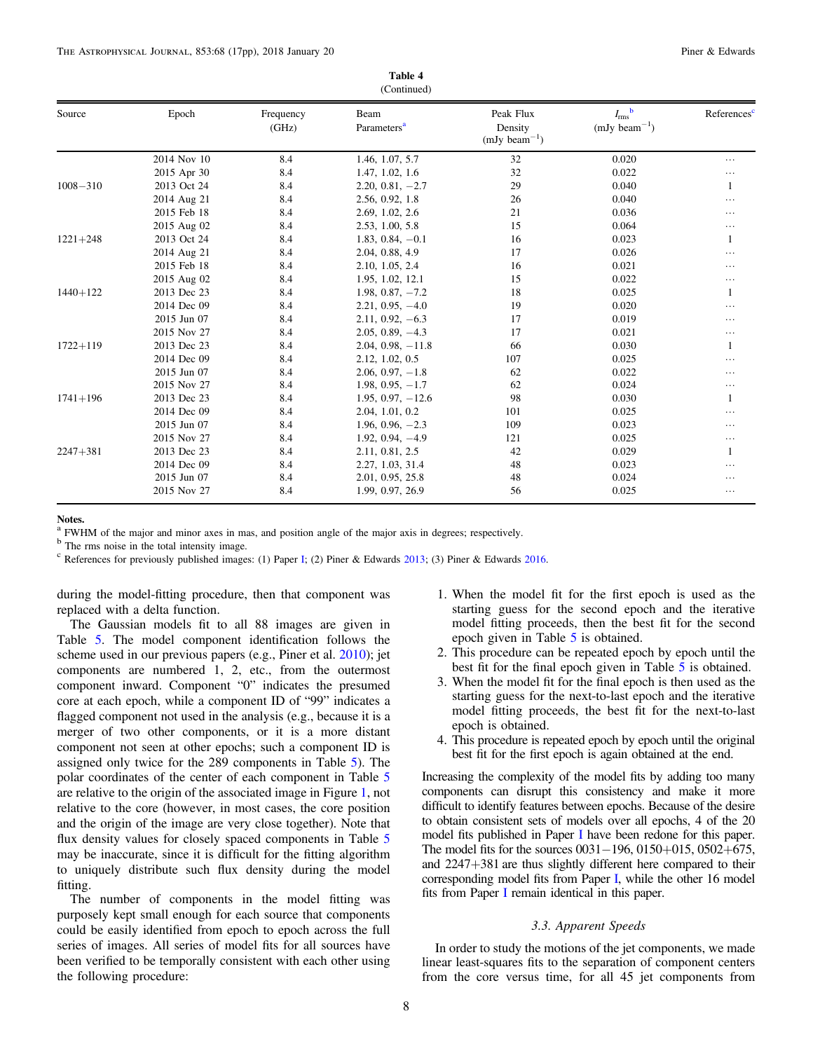**Table 4**
(Continued)

| Source | Epoch | Frequency (GHz) | Beam Parameters[a] | Peak Flux Density (mJy beam$^{-1}$) | $I_{rms}$[b] (mJy beam$^{-1}$) | References[c] |
|---|---|---|---|---|---|---|
| | 2014 Nov 10 | 8.4 | 1.46, 1.07, 5.7 | 32 | 0.020 | … |
| | 2015 Apr 30 | 8.4 | 1.47, 1.02, 1.6 | 32 | 0.022 | … |
| 1008−310 | 2013 Oct 24 | 8.4 | 2.20, 0.81, −2.7 | 29 | 0.040 | 1 |
| | 2014 Aug 21 | 8.4 | 2.56, 0.92, 1.8 | 26 | 0.040 | … |
| | 2015 Feb 18 | 8.4 | 2.69, 1.02, 2.6 | 21 | 0.036 | … |
| | 2015 Aug 02 | 8.4 | 2.53, 1.00, 5.8 | 15 | 0.064 | … |
| 1221+248 | 2013 Oct 24 | 8.4 | 1.83, 0.84, −0.1 | 16 | 0.023 | 1 |
| | 2014 Aug 21 | 8.4 | 2.04, 0.88, 4.9 | 17 | 0.026 | … |
| | 2015 Feb 18 | 8.4 | 2.10, 1.05, 2.4 | 16 | 0.021 | … |
| | 2015 Aug 02 | 8.4 | 1.95, 1.02, 12.1 | 15 | 0.022 | … |
| 1440+122 | 2013 Dec 23 | 8.4 | 1.98, 0.87, −7.2 | 18 | 0.025 | 1 |
| | 2014 Dec 09 | 8.4 | 2.21, 0.95, −4.0 | 19 | 0.020 | … |
| | 2015 Jun 07 | 8.4 | 2.11, 0.92, −6.3 | 17 | 0.019 | … |
| | 2015 Nov 27 | 8.4 | 2.05, 0.89, −4.3 | 17 | 0.021 | … |
| 1722+119 | 2013 Dec 23 | 8.4 | 2.04, 0.98, −11.8 | 66 | 0.030 | 1 |
| | 2014 Dec 09 | 8.4 | 2.12, 1.02, 0.5 | 107 | 0.025 | … |
| | 2015 Jun 07 | 8.4 | 2.06, 0.97, −1.8 | 62 | 0.022 | … |
| | 2015 Nov 27 | 8.4 | 1.98, 0.95, −1.7 | 62 | 0.024 | … |
| 1741+196 | 2013 Dec 23 | 8.4 | 1.95, 0.97, −12.6 | 98 | 0.030 | 1 |
| | 2014 Dec 09 | 8.4 | 2.04, 1.01, 0.2 | 101 | 0.025 | … |
| | 2015 Jun 07 | 8.4 | 1.96, 0.96, −2.3 | 109 | 0.023 | … |
| | 2015 Nov 27 | 8.4 | 1.92, 0.94, −4.9 | 121 | 0.025 | … |
| 2247+381 | 2013 Dec 23 | 8.4 | 2.11, 0.81, 2.5 | 42 | 0.029 | 1 |
| | 2014 Dec 09 | 8.4 | 2.27, 1.03, 31.4 | 48 | 0.023 | … |
| | 2015 Jun 07 | 8.4 | 2.01, 0.95, 25.8 | 48 | 0.024 | … |
| | 2015 Nov 27 | 8.4 | 1.99, 0.97, 26.9 | 56 | 0.025 | … |

**Notes.**
[a] FWHM of the major and minor axes in mas, and position angle of the major axis in degrees; respectively.
[b] The rms noise in the total intensity image.
[c] References for previously published images: (1) Paper I; (2) Piner & Edwards 2013; (3) Piner & Edwards 2016.

during the model-fitting procedure, then that component was replaced with a delta function.

The Gaussian models fit to all 88 images are given in Table 5. The model component identification follows the scheme used in our previous papers (e.g., Piner et al. 2010); jet components are numbered 1, 2, etc., from the outermost component inward. Component "0" indicates the presumed core at each epoch, while a component ID of "99" indicates a flagged component not used in the analysis (e.g., because it is a merger of two other components, or it is a more distant component not seen at other epochs; such a component ID is assigned only twice for the 289 components in Table 5). The polar coordinates of the center of each component in Table 5 are relative to the origin of the associated image in Figure 1, not relative to the core (however, in most cases, the core position and the origin of the image are very close together). Note that flux density values for closely spaced components in Table 5 may be inaccurate, since it is difficult for the fitting algorithm to uniquely distribute such flux density during the model fitting.

The number of components in the model fitting was purposely kept small enough for each source that components could be easily identified from epoch to epoch across the full series of images. All series of model fits for all sources have been verified to be temporally consistent with each other using the following procedure:

1. When the model fit for the first epoch is used as the starting guess for the second epoch and the iterative model fitting proceeds, then the best fit for the second epoch given in Table 5 is obtained.
2. This procedure can be repeated epoch by epoch until the best fit for the final epoch given in Table 5 is obtained.
3. When the model fit for the final epoch is then used as the starting guess for the next-to-last epoch and the iterative model fitting proceeds, the best fit for the next-to-last epoch is obtained.
4. This procedure is repeated epoch by epoch until the original best fit for the first epoch is again obtained at the end.

Increasing the complexity of the model fits by adding too many components can disrupt this consistency and make it more difficult to identify features between epochs. Because of the desire to obtain consistent sets of models over all epochs, 4 of the 20 model fits published in Paper I have been redone for this paper. The model fits for the sources 0031−196, 0150+015, 0502+675, and 2247+381 are thus slightly different here compared to their corresponding model fits from Paper I, while the other 16 model fits from Paper I remain identical in this paper.

### *3.3. Apparent Speeds*

In order to study the motions of the jet components, we made linear least-squares fits to the separation of component centers from the core versus time, for all 45 jet components from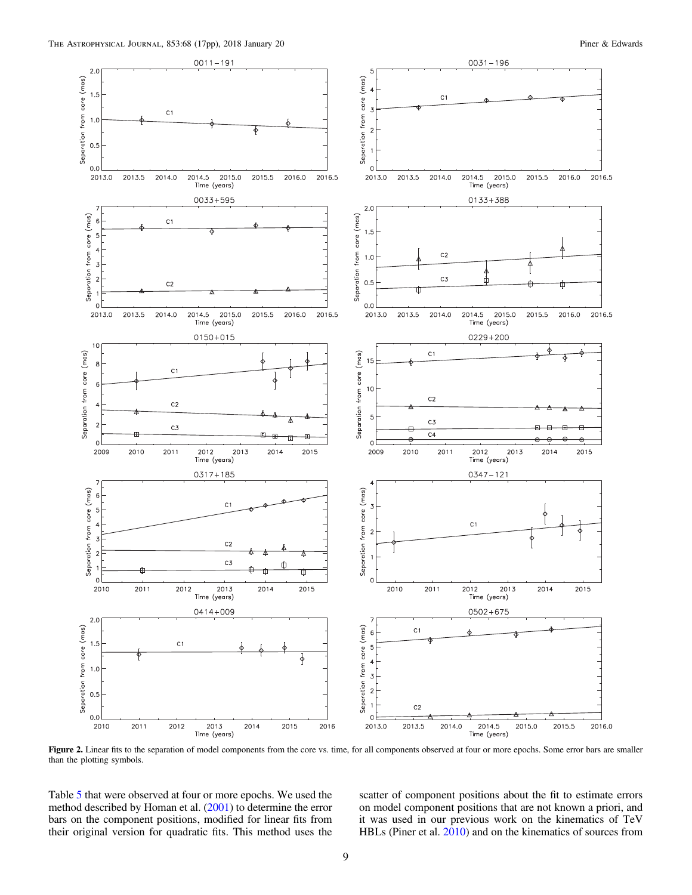**Figure 2.** Linear fits to the separation of model components from the core vs. time, for all components observed at four or more epochs. Some error bars are smaller than the plotting symbols.

Table 5 that were observed at four or more epochs. We used the method described by Homan et al. (2001) to determine the error bars on the component positions, modified for linear fits from their original version for quadratic fits. This method uses the scatter of component positions about the fit to estimate errors on model component positions that are not known a priori, and it was used in our previous work on the kinematics of TeV HBLs (Piner et al. 2010) and on the kinematics of sources from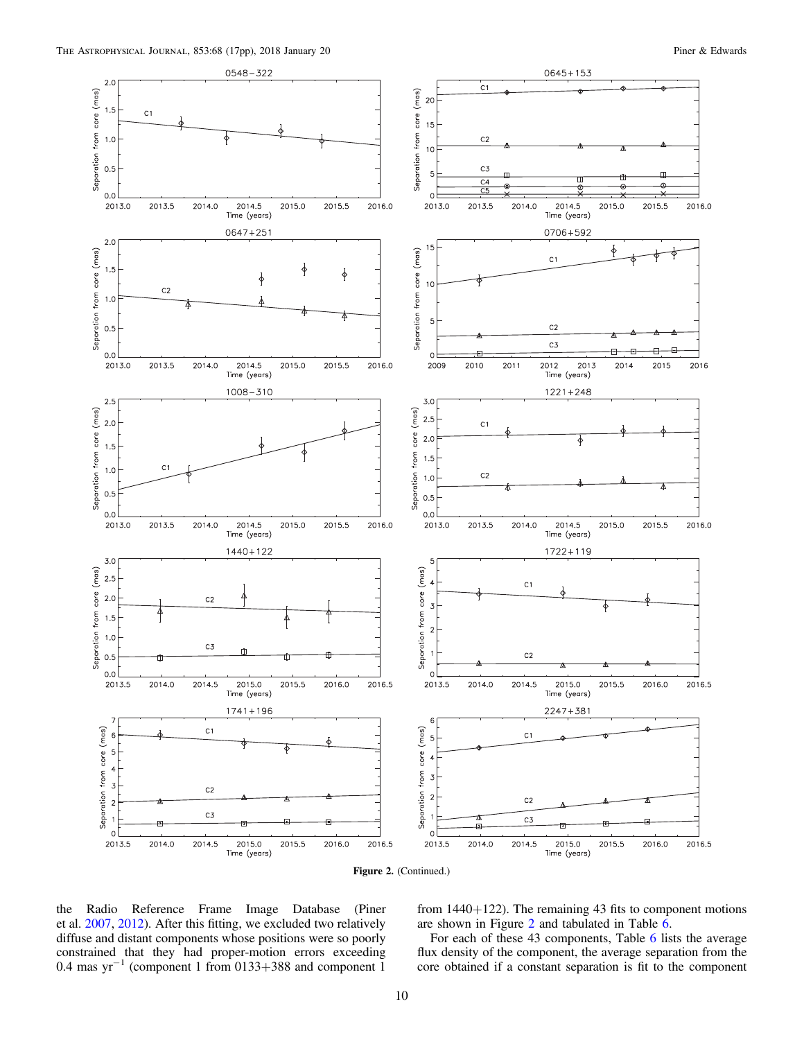Figure 2. (Continued.)

the Radio Reference Frame Image Database (Piner et al. 2007, 2012). After this fitting, we excluded two relatively diffuse and distant components whose positions were so poorly constrained that they had proper-motion errors exceeding 0.4 mas $yr^{-1}$ (component 1 from 0133+388 and component 1 from 1440+122). The remaining 43 fits to component motions are shown in Figure 2 and tabulated in Table 6.

For each of these 43 components, Table 6 lists the average flux density of the component, the average separation from the core obtained if a constant separation is fit to the component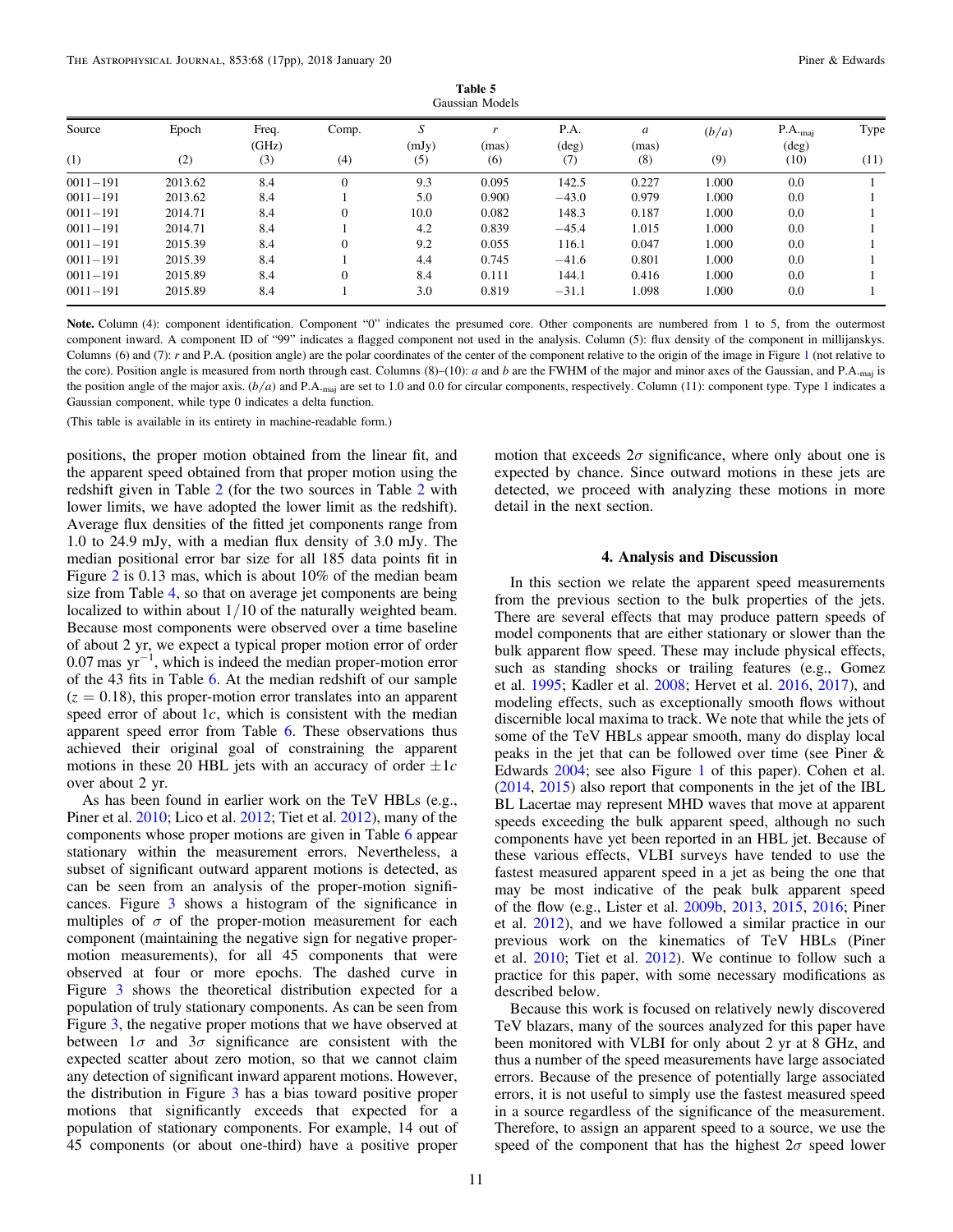**Table 5**
Gaussian Models

| Source | Epoch | Freq. (GHz) | Comp. | $S$ (mJy) | $r$ (mas) | P.A. (deg) | $a$ (mas) | $(b/a)$ | P.A.$_{\rm maj}$ (deg) | Type |
|---|---|---|---|---|---|---|---|---|---|---|
| (1) | (2) | (3) | (4) | (5) | (6) | (7) | (8) | (9) | (10) | (11) |
| 0011−191 | 2013.62 | 8.4 | 0 | 9.3 | 0.095 | 142.5 | 0.227 | 1.000 | 0.0 | 1 |
| 0011−191 | 2013.62 | 8.4 | 1 | 5.0 | 0.900 | −43.0 | 0.979 | 1.000 | 0.0 | 1 |
| 0011−191 | 2014.71 | 8.4 | 0 | 10.0 | 0.082 | 148.3 | 0.187 | 1.000 | 0.0 | 1 |
| 0011−191 | 2014.71 | 8.4 | 1 | 4.2 | 0.839 | −45.4 | 1.015 | 1.000 | 0.0 | 1 |
| 0011−191 | 2015.39 | 8.4 | 0 | 9.2 | 0.055 | 116.1 | 0.047 | 1.000 | 0.0 | 1 |
| 0011−191 | 2015.39 | 8.4 | 1 | 4.4 | 0.745 | −41.6 | 0.801 | 1.000 | 0.0 | 1 |
| 0011−191 | 2015.89 | 8.4 | 0 | 8.4 | 0.111 | 144.1 | 0.416 | 1.000 | 0.0 | 1 |
| 0011−191 | 2015.89 | 8.4 | 1 | 3.0 | 0.819 | −31.1 | 1.098 | 1.000 | 0.0 | 1 |

**Note.** Column (4): component identification. Component "0" indicates the presumed core. Other components are numbered from 1 to 5, from the outermost component inward. A component ID of "99" indicates a flagged component not used in the analysis. Column (5): flux density of the component in millijanskys. Columns (6) and (7): $r$ and P.A. (position angle) are the polar coordinates of the center of the component relative to the origin of the image in Figure 1 (not relative to the core). Position angle is measured from north through east. Columns (8)–(10): $a$ and $b$ are the FWHM of the major and minor axes of the Gaussian, and P.A.$_{\rm maj}$ is the position angle of the major axis. $(b/a)$ and P.A.$_{\rm maj}$ are set to 1.0 and 0.0 for circular components, respectively. Column (11): component type. Type 1 indicates a Gaussian component, while type 0 indicates a delta function.

(This table is available in its entirety in machine-readable form.)

positions, the proper motion obtained from the linear fit, and the apparent speed obtained from that proper motion using the redshift given in Table 2 (for the two sources in Table 2 with lower limits, we have adopted the lower limit as the redshift). Average flux densities of the fitted jet components range from 1.0 to 24.9 mJy, with a median flux density of 3.0 mJy. The median positional error bar size for all 185 data points fit in Figure 2 is 0.13 mas, which is about 10% of the median beam size from Table 4, so that on average jet components are being localized to within about 1/10 of the naturally weighted beam. Because most components were observed over a time baseline of about 2 yr, we expect a typical proper motion error of order 0.07 mas yr$^{-1}$, which is indeed the median proper-motion error of the 43 fits in Table 6. At the median redshift of our sample ($z = 0.18$), this proper-motion error translates into an apparent speed error of about $1c$, which is consistent with the median apparent speed error from Table 6. These observations thus achieved their original goal of constraining the apparent motions in these 20 HBL jets with an accuracy of order $\pm 1c$ over about 2 yr.

As has been found in earlier work on the TeV HBLs (e.g., Piner et al. 2010; Lico et al. 2012; Tiet et al. 2012), many of the components whose proper motions are given in Table 6 appear stationary within the measurement errors. Nevertheless, a subset of significant outward apparent motions is detected, as can be seen from an analysis of the proper-motion significances. Figure 3 shows a histogram of the significance in multiples of $\sigma$ of the proper-motion measurement for each component (maintaining the negative sign for negative proper-motion measurements), for all 45 components that were observed at four or more epochs. The dashed curve in Figure 3 shows the theoretical distribution expected for a population of truly stationary components. As can be seen from Figure 3, the negative proper motions that we have observed at between $1\sigma$ and $3\sigma$ significance are consistent with the expected scatter about zero motion, so that we cannot claim any detection of significant inward apparent motions. However, the distribution in Figure 3 has a bias toward positive proper motions that significantly exceeds that expected for a population of stationary components. For example, 14 out of 45 components (or about one-third) have a positive proper motion that exceeds $2\sigma$ significance, where only about one is expected by chance. Since outward motions in these jets are detected, we proceed with analyzing these motions in more detail in the next section.

## 4. Analysis and Discussion

In this section we relate the apparent speed measurements from the previous section to the bulk properties of the jets. There are several effects that may produce pattern speeds of model components that are either stationary or slower than the bulk apparent flow speed. These may include physical effects, such as standing shocks or trailing features (e.g., Gomez et al. 1995; Kadler et al. 2008; Hervet et al. 2016, 2017), and modeling effects, such as exceptionally smooth flows without discernible local maxima to track. We note that while the jets of some of the TeV HBLs appear smooth, many do display local peaks in the jet that can be followed over time (see Piner & Edwards 2004; see also Figure 1 of this paper). Cohen et al. (2014, 2015) also report that components in the jet of the IBL BL Lacertae may represent MHD waves that move at apparent speeds exceeding the bulk apparent speed, although no such components have yet been reported in an HBL jet. Because of these various effects, VLBI surveys have tended to use the fastest measured apparent speed in a jet as being the one that may be most indicative of the peak bulk apparent speed of the flow (e.g., Lister et al. 2009b, 2013, 2015, 2016; Piner et al. 2012), and we have followed a similar practice in our previous work on the kinematics of TeV HBLs (Piner et al. 2010; Tiet et al. 2012). We continue to follow such a practice for this paper, with some necessary modifications as described below.

Because this work is focused on relatively newly discovered TeV blazars, many of the sources analyzed for this paper have been monitored with VLBI for only about 2 yr at 8 GHz, and thus a number of the speed measurements have large associated errors. Because of the presence of potentially large associated errors, it is not useful to simply use the fastest measured speed in a source regardless of the significance of the measurement. Therefore, to assign an apparent speed to a source, we use the speed of the component that has the highest $2\sigma$ speed lower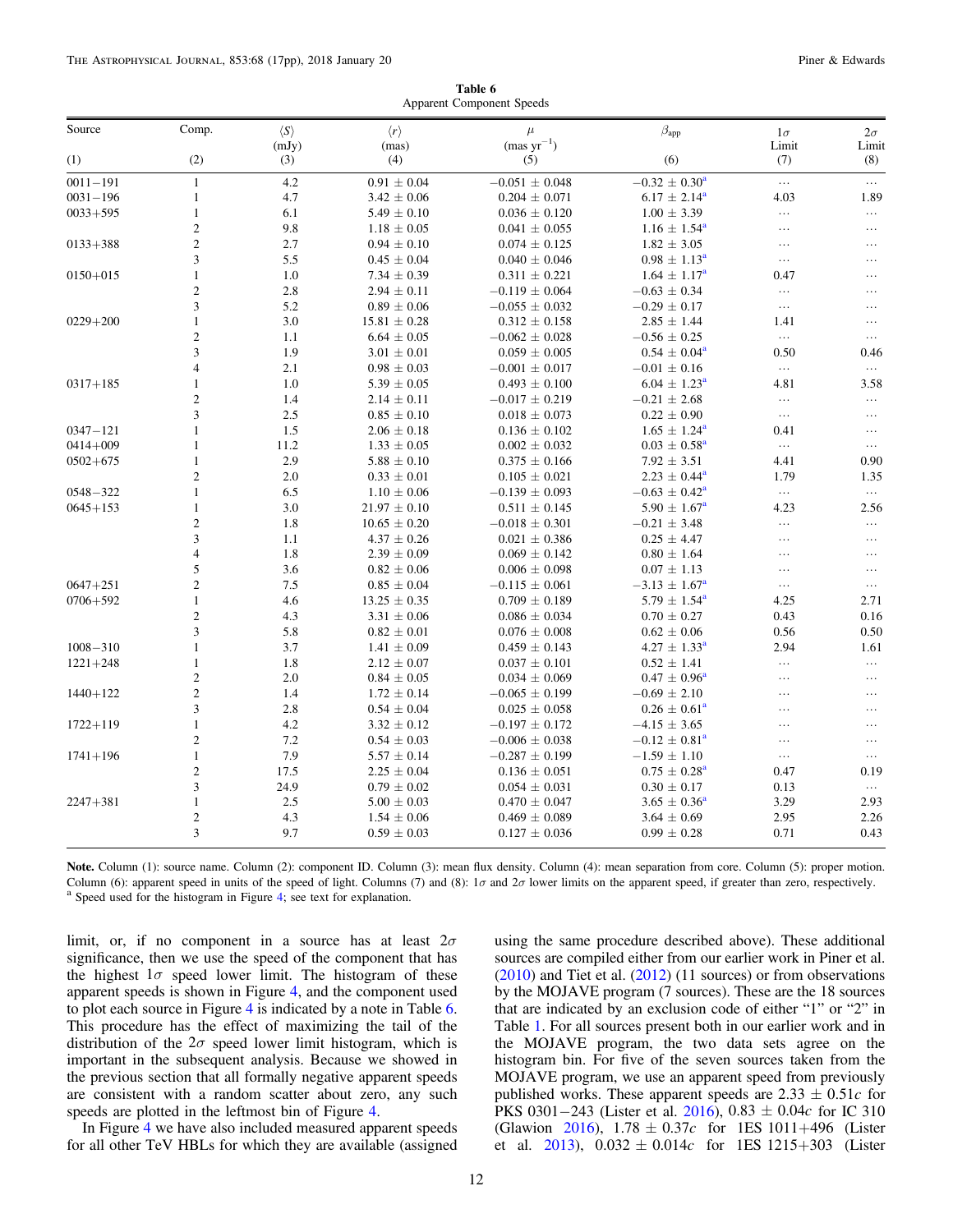**Table 6**
Apparent Component Speeds

| Source | Comp. | $\langle S \rangle$ (mJy) | $\langle r \rangle$ (mas) | $\mu$ (mas yr$^{-1}$) | $\beta_{app}$ | 1$\sigma$ Limit | 2$\sigma$ Limit |
|---|---|---|---|---|---|---|---|
| (1) | (2) | (3) | (4) | (5) | (6) | (7) | (8) |
| 0011−191 | 1 | 4.2 | 0.91 ± 0.04 | −0.051 ± 0.048 | −0.32 ± 0.30[a] | … | … |
| 0031−196 | 1 | 4.7 | 3.42 ± 0.06 | 0.204 ± 0.071 | 6.17 ± 2.14[a] | 4.03 | 1.89 |
| 0033+595 | 1 | 6.1 | 5.49 ± 0.10 | 0.036 ± 0.120 | 1.00 ± 3.39 | … | … |
| | 2 | 9.8 | 1.18 ± 0.05 | 0.041 ± 0.055 | 1.16 ± 1.54[a] | … | … |
| 0133+388 | 2 | 2.7 | 0.94 ± 0.10 | 0.074 ± 0.125 | 1.82 ± 3.05 | … | … |
| | 3 | 5.5 | 0.45 ± 0.04 | 0.040 ± 0.046 | 0.98 ± 1.13[a] | … | … |
| 0150+015 | 1 | 1.0 | 7.34 ± 0.39 | 0.311 ± 0.221 | 1.64 ± 1.17[a] | 0.47 | … |
| | 2 | 2.8 | 2.94 ± 0.11 | −0.119 ± 0.064 | −0.63 ± 0.34 | … | … |
| | 3 | 5.2 | 0.89 ± 0.06 | −0.055 ± 0.032 | −0.29 ± 0.17 | … | … |
| 0229+200 | 1 | 3.0 | 15.81 ± 0.28 | 0.312 ± 0.158 | 2.85 ± 1.44 | 1.41 | … |
| | 2 | 1.1 | 6.64 ± 0.05 | −0.062 ± 0.028 | −0.56 ± 0.25 | … | … |
| | 3 | 1.9 | 3.01 ± 0.01 | 0.059 ± 0.005 | 0.54 ± 0.04[a] | 0.50 | 0.46 |
| | 4 | 2.1 | 0.98 ± 0.03 | −0.001 ± 0.017 | −0.01 ± 0.16 | … | … |
| 0317+185 | 1 | 1.0 | 5.39 ± 0.05 | 0.493 ± 0.100 | 6.04 ± 1.23[a] | 4.81 | 3.58 |
| | 2 | 1.4 | 2.14 ± 0.11 | −0.017 ± 0.219 | −0.21 ± 2.68 | … | … |
| | 3 | 2.5 | 0.85 ± 0.10 | 0.018 ± 0.073 | 0.22 ± 0.90 | … | … |
| 0347−121 | 1 | 1.5 | 2.06 ± 0.18 | 0.136 ± 0.102 | 1.65 ± 1.24[a] | 0.41 | … |
| 0414+009 | 1 | 11.2 | 1.33 ± 0.05 | 0.002 ± 0.032 | 0.03 ± 0.58[a] | … | … |
| 0502+675 | 1 | 2.9 | 5.88 ± 0.10 | 0.375 ± 0.166 | 7.92 ± 3.51 | 4.41 | 0.90 |
| | 2 | 2.0 | 0.33 ± 0.01 | 0.105 ± 0.021 | 2.23 ± 0.44[a] | 1.79 | 1.35 |
| 0548−322 | 1 | 6.5 | 1.10 ± 0.06 | −0.139 ± 0.093 | −0.63 ± 0.42[a] | … | … |
| 0645+153 | 1 | 3.0 | 21.97 ± 0.10 | 0.511 ± 0.145 | 5.90 ± 1.67[a] | 4.23 | 2.56 |
| | 2 | 1.8 | 10.65 ± 0.20 | −0.018 ± 0.301 | −0.21 ± 3.48 | … | … |
| | 3 | 1.1 | 4.37 ± 0.26 | 0.021 ± 0.386 | 0.25 ± 4.47 | … | … |
| | 4 | 1.8 | 2.39 ± 0.09 | 0.069 ± 0.142 | 0.80 ± 1.64 | … | … |
| | 5 | 3.6 | 0.82 ± 0.06 | 0.006 ± 0.098 | 0.07 ± 1.13 | … | … |
| 0647+251 | 2 | 7.5 | 0.85 ± 0.04 | −0.115 ± 0.061 | −3.13 ± 1.67[a] | … | … |
| 0706+592 | 1 | 4.6 | 13.25 ± 0.35 | 0.709 ± 0.189 | 5.79 ± 1.54[a] | 4.25 | 2.71 |
| | 2 | 4.3 | 3.31 ± 0.06 | 0.086 ± 0.034 | 0.70 ± 0.27 | 0.43 | 0.16 |
| | 3 | 5.8 | 0.82 ± 0.01 | 0.076 ± 0.008 | 0.62 ± 0.06 | 0.56 | 0.50 |
| 1008−310 | 1 | 3.7 | 1.41 ± 0.09 | 0.459 ± 0.143 | 4.27 ± 1.33[a] | 2.94 | 1.61 |
| 1221+248 | 1 | 1.8 | 2.12 ± 0.07 | 0.037 ± 0.101 | 0.52 ± 1.41 | … | … |
| | 2 | 2.0 | 0.84 ± 0.05 | 0.034 ± 0.069 | 0.47 ± 0.96[a] | … | … |
| 1440+122 | 2 | 1.4 | 1.72 ± 0.14 | −0.065 ± 0.199 | −0.69 ± 2.10 | … | … |
| | 3 | 2.8 | 0.54 ± 0.04 | 0.025 ± 0.058 | 0.26 ± 0.61[a] | … | … |
| 1722+119 | 1 | 4.2 | 3.32 ± 0.12 | −0.197 ± 0.172 | −4.15 ± 3.65 | … | … |
| | 2 | 7.2 | 0.54 ± 0.03 | −0.006 ± 0.038 | −0.12 ± 0.81[a] | … | … |
| 1741+196 | 1 | 7.9 | 5.57 ± 0.14 | −0.287 ± 0.199 | −1.59 ± 1.10 | … | … |
| | 2 | 17.5 | 2.25 ± 0.04 | 0.136 ± 0.051 | 0.75 ± 0.28[a] | 0.47 | 0.19 |
| | 3 | 24.9 | 0.79 ± 0.02 | 0.054 ± 0.031 | 0.30 ± 0.17 | 0.13 | … |
| 2247+381 | 1 | 2.5 | 5.00 ± 0.03 | 0.470 ± 0.047 | 3.65 ± 0.36[a] | 3.29 | 2.93 |
| | 2 | 4.3 | 1.54 ± 0.06 | 0.469 ± 0.089 | 3.64 ± 0.69 | 2.95 | 2.26 |
| | 3 | 9.7 | 0.59 ± 0.03 | 0.127 ± 0.036 | 0.99 ± 0.28 | 0.71 | 0.43 |

**Note.** Column (1): source name. Column (2): component ID. Column (3): mean flux density. Column (4): mean separation from core. Column (5): proper motion. Column (6): apparent speed in units of the speed of light. Columns (7) and (8): 1$\sigma$ and 2$\sigma$ lower limits on the apparent speed, if greater than zero, respectively.
[a] Speed used for the histogram in Figure 4; see text for explanation.

limit, or, if no component in a source has at least 2$\sigma$ significance, then we use the speed of the component that has the highest 1$\sigma$ speed lower limit. The histogram of these apparent speeds is shown in Figure 4, and the component used to plot each source in Figure 4 is indicated by a note in Table 6. This procedure has the effect of maximizing the tail of the distribution of the 2$\sigma$ speed lower limit histogram, which is important in the subsequent analysis. Because we showed in the previous section that all formally negative apparent speeds are consistent with a random scatter about zero, any such speeds are plotted in the leftmost bin of Figure 4.

In Figure 4 we have also included measured apparent speeds for all other TeV HBLs for which they are available (assigned using the same procedure described above). These additional sources are compiled either from our earlier work in Piner et al. (2010) and Tiet et al. (2012) (11 sources) or from observations by the MOJAVE program (7 sources). These are the 18 sources that are indicated by an exclusion code of either "1" or "2" in Table 1. For all sources present both in our earlier work and in the MOJAVE program, the two data sets agree on the histogram bin. For five of the seven sources taken from the MOJAVE program, we use an apparent speed from previously published works. These apparent speeds are 2.33 ± 0.51$c$ for PKS 0301−243 (Lister et al. 2016), 0.83 ± 0.04$c$ for IC 310 (Glawion 2016), 1.78 ± 0.37$c$ for 1ES 1011+496 (Lister et al. 2013), 0.032 ± 0.014$c$ for 1ES 1215+303 (Lister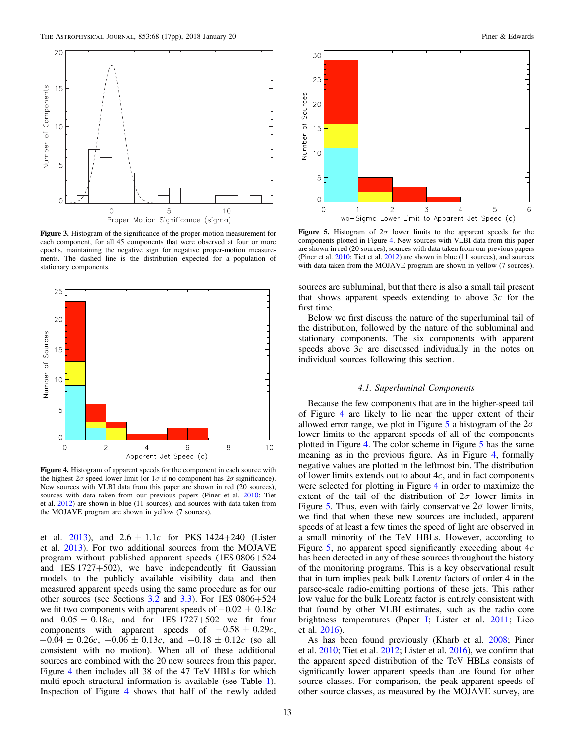**Figure 3.** Histogram of the significance of the proper-motion measurement for each component, for all 45 components that were observed at four or more epochs, maintaining the negative sign for negative proper-motion measurements. The dashed line is the distribution expected for a population of stationary components.

**Figure 4.** Histogram of apparent speeds for the component in each source with the highest $2\sigma$ speed lower limit (or $1\sigma$ if no component has $2\sigma$ significance). New sources with VLBI data from this paper are shown in red (20 sources), sources with data taken from our previous papers (Piner et al. 2010; Tiet et al. 2012) are shown in blue (11 sources), and sources with data taken from the MOJAVE program are shown in yellow (7 sources).

et al. 2013), and $2.6 \pm 1.1c$ for PKS 1424+240 (Lister et al. 2013). For two additional sources from the MOJAVE program without published apparent speeds (1ES 0806+524 and 1ES 1727+502), we have independently fit Gaussian models to the publicly available visibility data and then measured apparent speeds using the same procedure as for our other sources (see Sections 3.2 and 3.3). For 1ES 0806+524 we fit two components with apparent speeds of $-0.02 \pm 0.18c$ and $0.05 \pm 0.18c$, and for 1ES 1727+502 we fit four components with apparent speeds of $-0.58 \pm 0.29c$, $-0.04 \pm 0.26c$, $-0.06 \pm 0.13c$, and $-0.18 \pm 0.12c$ (so all consistent with no motion). When all of these additional sources are combined with the 20 new sources from this paper, Figure 4 then includes all 38 of the 47 TeV HBLs for which multi-epoch structural information is available (see Table 1). Inspection of Figure 4 shows that half of the newly added sources are subluminal, but that there is also a small tail present that shows apparent speeds extending to above $3c$ for the first time.

**Figure 5.** Histogram of $2\sigma$ lower limits to the apparent speeds for the components plotted in Figure 4. New sources with VLBI data from this paper are shown in red (20 sources), sources with data taken from our previous papers (Piner et al. 2010; Tiet et al. 2012) are shown in blue (11 sources), and sources with data taken from the MOJAVE program are shown in yellow (7 sources).

Below we first discuss the nature of the superluminal tail of the distribution, followed by the nature of the subluminal and stationary components. The six components with apparent speeds above $3c$ are discussed individually in the notes on individual sources following this section.

### 4.1. Superluminal Components

Because the few components that are in the higher-speed tail of Figure 4 are likely to lie near the upper extent of their allowed error range, we plot in Figure 5 a histogram of the $2\sigma$ lower limits to the apparent speeds of all of the components plotted in Figure 4. The color scheme in Figure 5 has the same meaning as in the previous figure. As in Figure 4, formally negative values are plotted in the leftmost bin. The distribution of lower limits extends out to about $4c$, and in fact components were selected for plotting in Figure 4 in order to maximize the extent of the tail of the distribution of $2\sigma$ lower limits in Figure 5. Thus, even with fairly conservative $2\sigma$ lower limits, we find that when these new sources are included, apparent speeds of at least a few times the speed of light are observed in a small minority of the TeV HBLs. However, according to Figure 5, no apparent speed significantly exceeding about $4c$ has been detected in any of these sources throughout the history of the monitoring programs. This is a key observational result that in turn implies peak bulk Lorentz factors of order 4 in the parsec-scale radio-emitting portions of these jets. This rather low value for the bulk Lorentz factor is entirely consistent with that found by other VLBI estimates, such as the radio core brightness temperatures (Paper I; Lister et al. 2011; Lico et al. 2016).

As has been found previously (Kharb et al. 2008; Piner et al. 2010; Tiet et al. 2012; Lister et al. 2016), we confirm that the apparent speed distribution of the TeV HBLs consists of significantly lower apparent speeds than are found for other source classes. For comparison, the peak apparent speeds of other source classes, as measured by the MOJAVE survey, are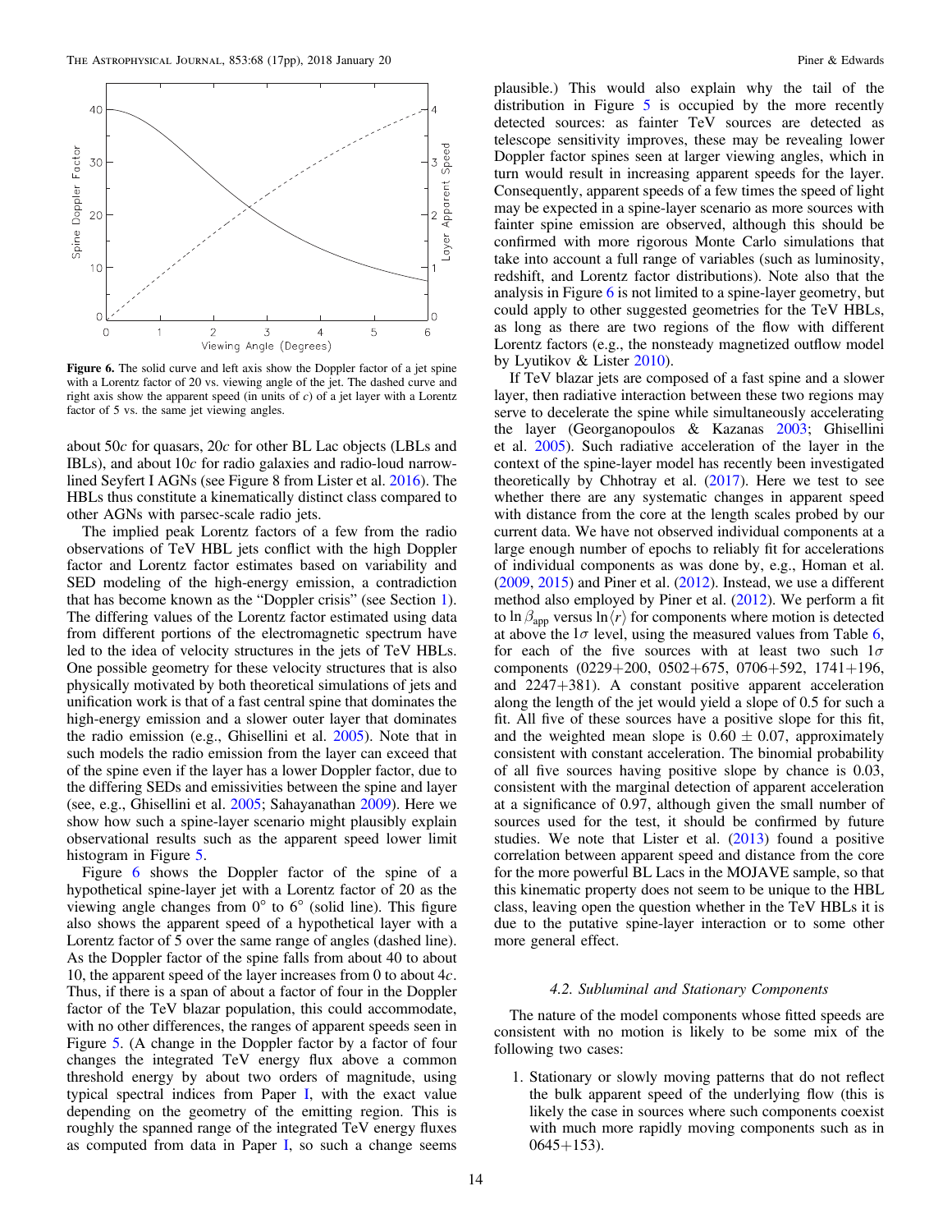**Figure 6.** The solid curve and left axis show the Doppler factor of a jet spine with a Lorentz factor of 20 vs. viewing angle of the jet. The dashed curve and right axis show the apparent speed (in units of $c$) of a jet layer with a Lorentz factor of 5 vs. the same jet viewing angles.

about $50c$ for quasars, $20c$ for other BL Lac objects (LBLs and IBLs), and about $10c$ for radio galaxies and radio-loud narrow-lined Seyfert I AGNs (see Figure 8 from Lister et al. 2016). The HBLs thus constitute a kinematically distinct class compared to other AGNs with parsec-scale radio jets.

The implied peak Lorentz factors of a few from the radio observations of TeV HBL jets conflict with the high Doppler factor and Lorentz factor estimates based on variability and SED modeling of the high-energy emission, a contradiction that has become known as the "Doppler crisis" (see Section 1). The differing values of the Lorentz factor estimated using data from different portions of the electromagnetic spectrum have led to the idea of velocity structures in the jets of TeV HBLs. One possible geometry for these velocity structures that is also physically motivated by both theoretical simulations of jets and unification work is that of a fast central spine that dominates the high-energy emission and a slower outer layer that dominates the radio emission (e.g., Ghisellini et al. 2005). Note that in such models the radio emission from the layer can exceed that of the spine even if the layer has a lower Doppler factor, due to the differing SEDs and emissivities between the spine and layer (see, e.g., Ghisellini et al. 2005; Sahayanathan 2009). Here we show how such a spine-layer scenario might plausibly explain observational results such as the apparent speed lower limit histogram in Figure 5.

Figure 6 shows the Doppler factor of the spine of a hypothetical spine-layer jet with a Lorentz factor of 20 as the viewing angle changes from 0° to 6° (solid line). This figure also shows the apparent speed of a hypothetical layer with a Lorentz factor of 5 over the same range of angles (dashed line). As the Doppler factor of the spine falls from about 40 to about 10, the apparent speed of the layer increases from 0 to about $4c$. Thus, if there is a span of about a factor of four in the Doppler factor of the TeV blazar population, this could accommodate, with no other differences, the ranges of apparent speeds seen in Figure 5. (A change in the Doppler factor by a factor of four changes the integrated TeV energy flux above a common threshold energy by about two orders of magnitude, using typical spectral indices from Paper I, with the exact value depending on the geometry of the emitting region. This is roughly the spanned range of the integrated TeV energy fluxes as computed from data in Paper I, so such a change seems plausible.) This would also explain why the tail of the distribution in Figure 5 is occupied by the more recently detected sources: as fainter TeV sources are detected as telescope sensitivity improves, these may be expected lower Doppler factor spines seen at larger viewing angles, which in turn would result in increasing apparent speeds for the layer. Consequently, apparent speeds of a few times the speed of light may be expected in a spine-layer scenario as more sources with fainter spine emission are observed, although this should be confirmed with more rigorous Monte Carlo simulations that take into account a full range of variables (such as luminosity, redshift, and Lorentz factor distributions). Note also that the analysis in Figure 6 is not limited to a spine-layer geometry, but could apply to other suggested geometries for the TeV HBLs, as long as there are two regions of the flow with different Lorentz factors (e.g., the nonsteady magnetized outflow model by Lyutikov & Lister 2010).

If TeV blazar jets are composed of a fast spine and a slower layer, then radiative interaction between these two regions may serve to decelerate the spine while simultaneously accelerating the layer (Georganopoulos & Kazanas 2003; Ghisellini et al. 2005). Such radiative acceleration of the layer in the context of the spine-layer model has recently been investigated theoretically by Chhotray et al. (2017). Here we test to see whether there are any systematic changes in apparent speed with distance from the core at the length scales probed by our current data. We have not observed individual components at a large enough number of epochs to reliably fit for accelerations of individual components as was done by, e.g., Homan et al. (2009, 2015) and Piner et al. (2012). Instead, we use a different method also employed by Piner et al. (2012). We perform a fit to $\ln \beta_{\rm app}$ versus $\ln\langle r \rangle$ for components where motion is detected at above the $1\sigma$ level, using the measured values from Table 6, for each of the five sources with at least two such $1\sigma$ components (0229+200, 0502+675, 0706+592, 1741+196, and 2247+381). A constant positive apparent acceleration along the length of the jet would yield a slope of 0.5 for such a fit. All five of these sources have a positive slope for this fit, and the weighted mean slope is $0.60 \pm 0.07$, approximately consistent with constant acceleration. The binomial probability of all five sources having positive slope by chance is 0.03, consistent with the marginal detection of apparent acceleration at a significance of 0.97, although given the small number of sources used for the test, it should be confirmed by future studies. We note that Lister et al. (2013) found a positive correlation between apparent speed and distance from the core for the more powerful BL Lacs in the MOJAVE sample, so that this kinematic property does not seem to be unique to the HBL class, leaving open the question whether in the TeV HBLs it is due to the putative spine-layer interaction or to some other more general effect.

### 4.2. Subluminal and Stationary Components

The nature of the model components whose fitted speeds are consistent with no motion is likely to be some mix of the following two cases:

1. Stationary or slowly moving patterns that do not reflect the bulk apparent speed of the underlying flow (this is likely the case in sources where such components coexist with much more rapidly moving components such as in 0645+153).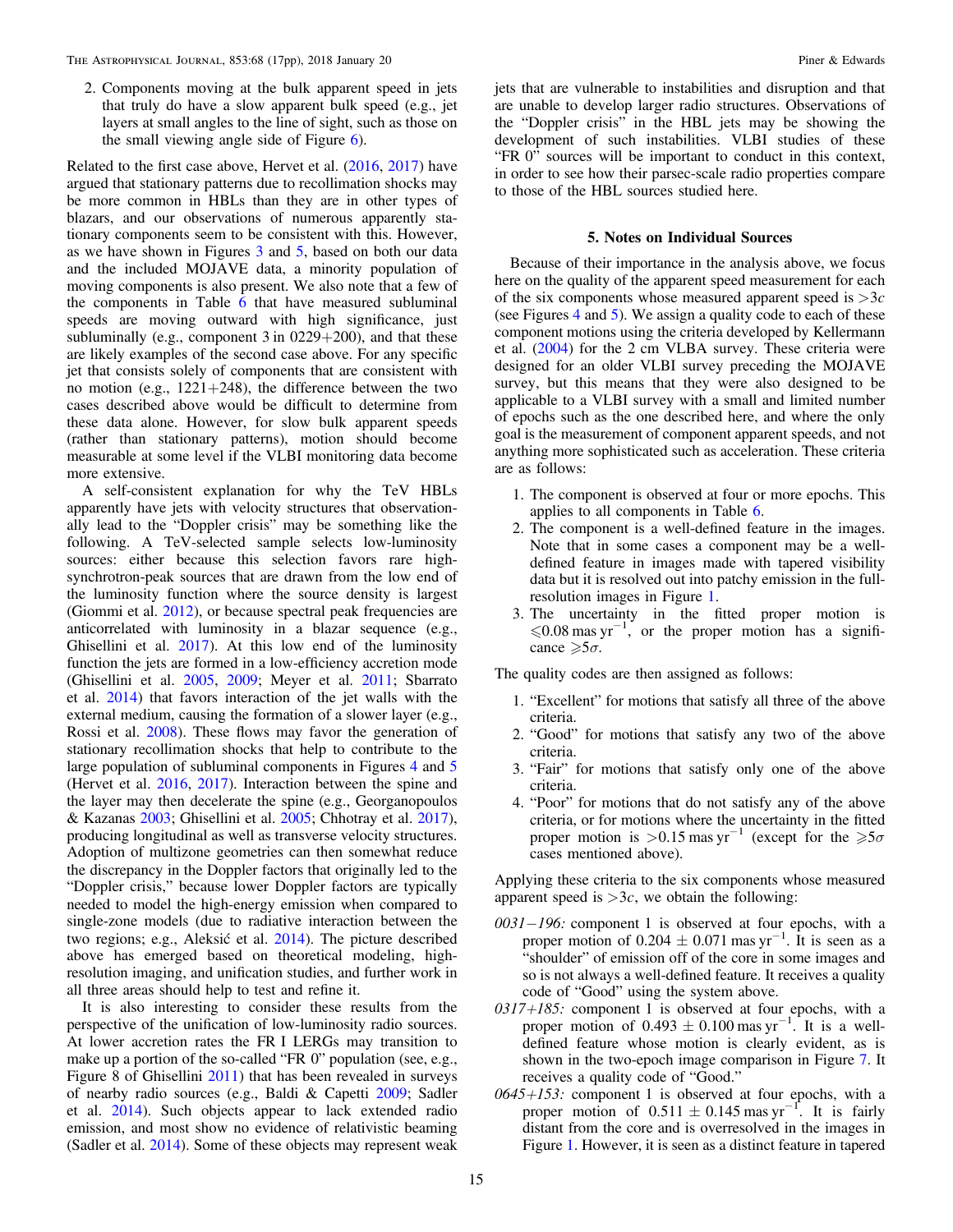2. Components moving at the bulk apparent speed in jets that truly do have a slow apparent bulk speed (e.g., jet layers at small angles to the line of sight, such as those on the small viewing angle side of Figure 6).

Related to the first case above, Hervet et al. (2016, 2017) have argued that stationary patterns due to recollimation shocks may be more common in HBLs than they are in other types of blazars, and our observations of numerous apparently stationary components seem to be consistent with this. However, as we have shown in Figures 3 and 5, based on both our data and the included MOJAVE data, a minority population of moving components is also present. We also note that a few of the components in Table 6 that have measured subluminal speeds are moving outward with high significance, just subluminally (e.g., component 3 in 0229+200), and that these are likely examples of the second case above. For any specific jet that consists solely of components that are consistent with no motion (e.g., 1221+248), the difference between the two cases described above would be difficult to determine from these data alone. However, for slow bulk apparent speeds (rather than stationary patterns), motion should become measurable at some level if the VLBI monitoring data become more extensive.

A self-consistent explanation for why the TeV HBLs apparently have jets with velocity structures that observationally lead to the "Doppler crisis" may be something like the following. A TeV-selected sample selects low-luminosity sources: either because this selection favors rare high-synchrotron-peak sources that are drawn from the low end of the luminosity function where the source density is largest (Giommi et al. 2012), or because spectral peak frequencies are anticorrelated with luminosity in a blazar sequence (e.g., Ghisellini et al. 2017). At this low end of the luminosity function the jets are formed in a low-efficiency accretion mode (Ghisellini et al. 2005, 2009; Meyer et al. 2011; Sbarrato et al. 2014) that favors interaction of the jet walls with the external medium, causing the formation of a slower layer (e.g., Rossi et al. 2008). These flows may favor the generation of stationary recollimation shocks that help to contribute to the large population of subluminal components in Figures 4 and 5 (Hervet et al. 2016, 2017). Interaction between the spine and the layer may then decelerate the spine (e.g., Georganopoulos & Kazanas 2003; Ghisellini et al. 2005; Chhotray et al. 2017), producing longitudinal as well as transverse velocity structures. Adoption of multizone geometries can then somewhat reduce the discrepancy in the Doppler factors that originally led to the "Doppler crisis," because lower Doppler factors are typically needed to model the high-energy emission when compared to single-zone models (due to radiative interaction between the two regions; e.g., Aleksić et al. 2014). The picture described above has emerged based on theoretical modeling, high-resolution imaging, and unification studies, and further work in all three areas should help to test and refine it.

It is also interesting to consider these results from the perspective of the unification of low-luminosity radio sources. At lower accretion rates the FR I LERGs may transition to make up a portion of the so-called "FR 0" population (see, e.g., Figure 8 of Ghisellini 2011) that has been revealed in surveys of nearby radio sources (e.g., Baldi & Capetti 2009; Sadler et al. 2014). Such objects appear to lack extended radio emission, and most show no evidence of relativistic beaming (Sadler et al. 2014). Some of these objects may represent weak jets that are vulnerable to instabilities and disruption and that are unable to develop larger radio structures. Observations of the "Doppler crisis" in the HBL jets may be showing the development of such instabilities. VLBI studies of these "FR 0" sources will be important to conduct in this context, in order to see how their parsec-scale radio properties compare to those of the HBL sources studied here.

## 5. Notes on Individual Sources

Because of their importance in the analysis above, we focus here on the quality of the apparent speed measurement for each of the six components whose measured apparent speed is $>3c$ (see Figures 4 and 5). We assign a quality code to each of these component motions using the criteria developed by Kellermann et al. (2004) for the 2 cm VLBA survey. These criteria were designed for an older VLBI survey preceding the MOJAVE survey, but this means that they were also designed to be applicable to a VLBI survey with a small and limited number of epochs such as the one described here, and where the only goal is the measurement of component apparent speeds, and not anything more sophisticated such as acceleration. These criteria are as follows:

1. The component is observed at four or more epochs. This applies to all components in Table 6.
2. The component is a well-defined feature in the images. Note that in some cases a component may be a well-defined feature in images made with tapered visibility data but it is resolved out into patchy emission in the full-resolution images in Figure 1.
3. The uncertainty in the fitted proper motion is $\leqslant 0.08$ mas yr$^{-1}$, or the proper motion has a significance $\geqslant 5\sigma$.

The quality codes are then assigned as follows:

1. "Excellent" for motions that satisfy all three of the above criteria.
2. "Good" for motions that satisfy any two of the above criteria.
3. "Fair" for motions that satisfy only one of the above criteria.
4. "Poor" for motions that do not satisfy any of the above criteria, or for motions where the uncertainty in the fitted proper motion is $>0.15$ mas yr$^{-1}$ (except for the $\geqslant 5\sigma$ cases mentioned above).

Applying these criteria to the six components whose measured apparent speed is $>3c$, we obtain the following:

*0031−196:* component 1 is observed at four epochs, with a proper motion of $0.204 \pm 0.071$ mas yr$^{-1}$. It is seen as a "shoulder" of emission off of the core in some images and so is not always a well-defined feature. It receives a quality code of "Good" using the system above.

*0317+185:* component 1 is observed at four epochs, with a proper motion of $0.493 \pm 0.100$ mas yr$^{-1}$. It is a well-defined feature whose motion is clearly evident, as is shown in the two-epoch image comparison in Figure 7. It receives a quality code of "Good."

*0645+153:* component 1 is observed at four epochs, with a proper motion of $0.511 \pm 0.145$ mas yr$^{-1}$. It is fairly distant from the core and is overresolved in the images in Figure 1. However, it is seen as a distinct feature in tapered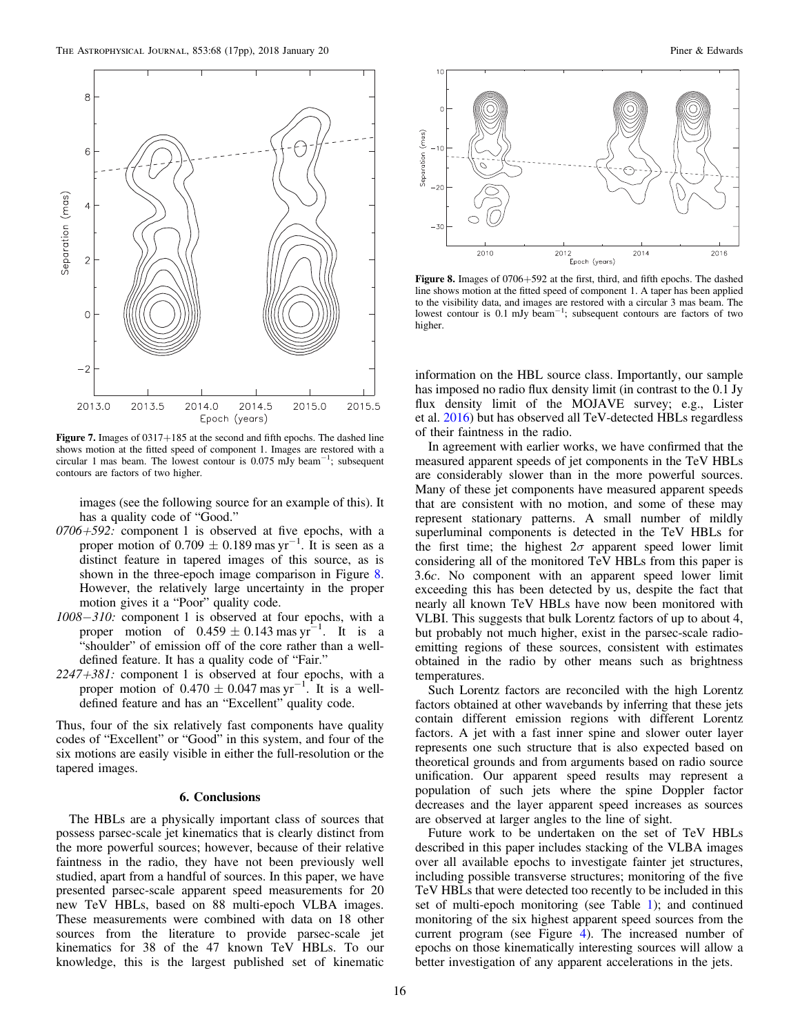Figure 7. Images of 0317+185 at the second and fifth epochs. The dashed line shows motion at the fitted speed of component 1. Images are restored with a circular 1 mas beam. The lowest contour is 0.075 mJy beam$^{-1}$; subsequent contours are factors of two higher.

images (see the following source for an example of this). It has a quality code of "Good."

- *0706+592:* component 1 is observed at five epochs, with a proper motion of $0.709 \pm 0.189$ mas yr$^{-1}$. It is seen as a distinct feature in tapered images of this source, as is shown in the three-epoch image comparison in Figure 8. However, the relatively large uncertainty in the proper motion gives it a "Poor" quality code.
- *1008−310:* component 1 is observed at four epochs, with a proper motion of $0.459 \pm 0.143$ mas yr$^{-1}$. It is a "shoulder" of emission off of the core rather than a well-defined feature. It has a quality code of "Fair."
- *2247+381:* component 1 is observed at four epochs, with a proper motion of $0.470 \pm 0.047$ mas yr$^{-1}$. It is a well-defined feature and has an "Excellent" quality code.

Thus, four of the six relatively fast components have quality codes of "Excellent" or "Good" in this system, and four of the six motions are easily visible in either the full-resolution or the tapered images.

## 6. Conclusions

The HBLs are a physically important class of sources that possess parsec-scale jet kinematics that is clearly distinct from the more powerful sources; however, because of their relative faintness in the radio, they have not been previously well studied, apart from a handful of sources. In this paper, we have presented parsec-scale apparent speed measurements for 20 new TeV HBLs, based on 88 multi-epoch VLBA images. These measurements were combined with data on 18 other sources from the literature to provide parsec-scale jet kinematics for 38 of the 47 known TeV HBLs. To our knowledge, this is the largest published set of kinematic

Figure 8. Images of 0706+592 at the first, third, and fifth epochs. The dashed line shows motion at the fitted speed of component 1. A taper has been applied to the visibility data, and images are restored with a circular 3 mas beam. The lowest contour is 0.1 mJy beam$^{-1}$; subsequent contours are factors of two higher.

information on the HBL source class. Importantly, our sample has imposed no radio flux density limit (in contrast to the 0.1 Jy flux density limit of the MOJAVE survey; e.g., Lister et al. 2016) but has observed all TeV-detected HBLs regardless of their faintness in the radio.

In agreement with earlier works, we have confirmed that the measured apparent speeds of jet components in the TeV HBLs are considerably slower than in the more powerful sources. Many of these jet components have measured apparent speeds that are consistent with no motion, and some of these may represent stationary patterns. A small number of mildly superluminal components is detected in the TeV HBLs for the first time; the highest $2\sigma$ apparent speed lower limit considering all of the monitored TeV HBLs from this paper is $3.6c$. No component with an apparent speed lower limit exceeding this has been detected by us, despite the fact that nearly all known TeV HBLs have now been monitored with VLBI. This suggests that bulk Lorentz factors of up to about 4, but probably not much higher, exist in the parsec-scale radio-emitting regions of these sources, consistent with estimates obtained in the radio by other means such as brightness temperatures.

Such Lorentz factors are reconciled with the high Lorentz factors obtained at other wavebands by inferring that these jets contain different emission regions with different Lorentz factors. A jet with a fast inner spine and slower outer layer represents one such structure that is also expected based on theoretical grounds and from arguments based on radio source unification. Our apparent speed results may represent a population of such jets where the spine Doppler factor decreases and the layer apparent speed increases as sources are observed at larger angles to the line of sight.

Future work to be undertaken on the set of TeV HBLs described in this paper includes stacking of the VLBA images over all available epochs to investigate fainter jet structures, including possible transverse structures; monitoring of the five TeV HBLs that were detected too recently to be included in this set of multi-epoch monitoring (see Table 1); and continued monitoring of the six highest apparent speed sources from the current program (see Figure 4). The increased number of epochs on those kinematically interesting sources will allow a better investigation of any apparent accelerations in the jets.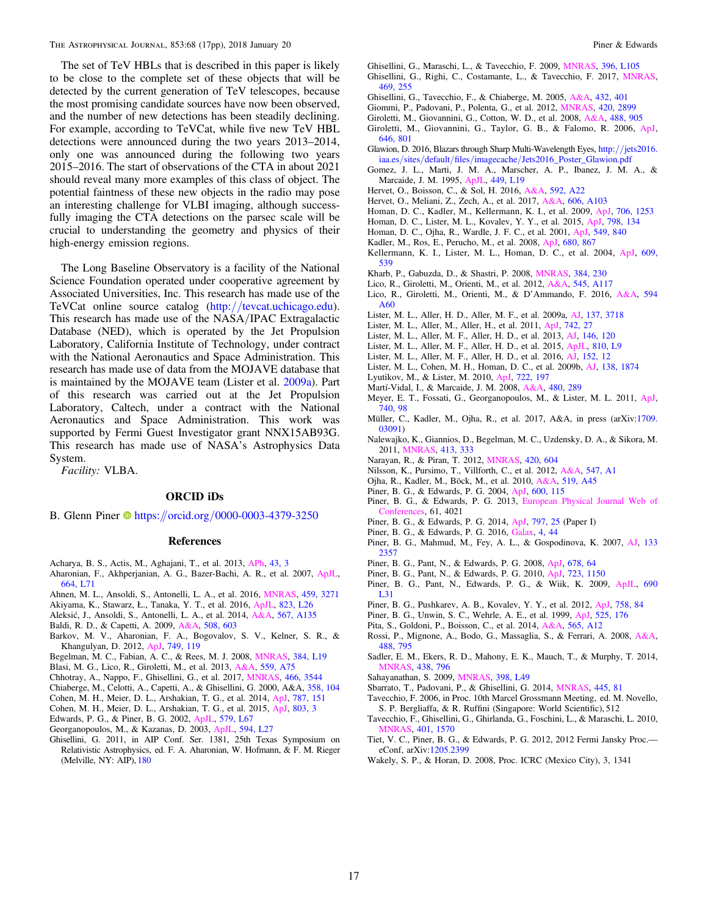The set of TeV HBLs that is described in this paper is likely to be close to the complete set of these objects that will be detected by the current generation of TeV telescopes, because the most promising candidate sources have now been observed, and the number of new detections has been steadily declining. For example, according to TeVCat, while five new TeV HBL detections were announced during the two years 2013–2014, only one was announced during the following two years 2015–2016. The start of observations of the CTA in about 2021 should reveal many more examples of this class of object. The potential faintness of these new objects in the radio may pose an interesting challenge for VLBI imaging, although successfully imaging the CTA detections on the parsec scale will be crucial to understanding the geometry and physics of their high-energy emission regions.

The Long Baseline Observatory is a facility of the National Science Foundation operated under cooperative agreement by Associated Universities, Inc. This research has made use of the TeVCat online source catalog (http://tevcat.uchicago.edu). This research has made use of the NASA/IPAC Extragalactic Database (NED), which is operated by the Jet Propulsion Laboratory, California Institute of Technology, under contract with the National Aeronautics and Space Administration. This research has made use of data from the MOJAVE database that is maintained by the MOJAVE team (Lister et al. 2009a). Part of this research was carried out at the Jet Propulsion Laboratory, Caltech, under a contract with the National Aeronautics and Space Administration. This work was supported by Fermi Guest Investigator grant NNX15AB93G. This research has made use of NASA's Astrophysics Data System.

*Facility:* VLBA.

## ORCID iDs

B. Glenn Piner https://orcid.org/0000-0003-4379-3250

## References

Acharya, B. S., Actis, M., Aghajani, T., et al. 2013, APh, 43, 3
Aharonian, F., Akhperjanian, A. G., Bazer-Bachi, A. R., et al. 2007, ApJL, 664, L71
Ahnen, M. L., Ansoldi, S., Antonelli, L. A., et al. 2016, MNRAS, 459, 3271
Akiyama, K., Stawarz, Ł., Tanaka, Y. T., et al. 2016, ApJL, 823, L26
Aleksić, J., Ansoldi, S., Antonelli, L. A., et al. 2014, A&A, 567, A135
Baldi, R. D., & Capetti, A. 2009, A&A, 508, 603
Barkov, M. V., Aharonian, F. A., Bogovalov, S. V., Kelner, S. R., & Khangulyan, D. 2012, ApJ, 749, 119
Begelman, M. C., Fabian, A. C., & Rees, M. J. 2008, MNRAS, 384, L19
Blasi, M. G., Lico, R., Giroletti, M., et al. 2013, A&A, 559, A75
Chhotray, A., Nappo, F., Ghisellini, G., et al. 2017, MNRAS, 466, 3544
Chiaberge, M., Celotti, A., Capetti, A., & Ghisellini, G. 2000, A&A, 358, 104
Cohen, M. H., Meier, D. L., Arshakian, T. G., et al. 2014, ApJ, 787, 151
Cohen, M. H., Meier, D. L., Arshakian, T. G., et al. 2015, ApJ, 803, 3
Edwards, P. G., & Piner, B. G. 2002, ApJL, 579, L67
Georganopoulos, M., & Kazanas, D. 2003, ApJL, 594, L27
Ghisellini, G. 2011, in AIP Conf. Ser. 1381, 25th Texas Symposium on Relativistic Astrophysics, ed. F. A. Aharonian, W. Hofmann, & F. M. Rieger (Melville, NY: AIP), 180
Ghisellini, G., Maraschi, L., & Tavecchio, F. 2009, MNRAS, 396, L105
Ghisellini, G., Righi, C., Costamante, L., & Tavecchio, F. 2017, MNRAS, 469, 255
Ghisellini, G., Tavecchio, F., & Chiaberge, M. 2005, A&A, 432, 401
Giommi, P., Padovani, P., Polenta, G., et al. 2012, MNRAS, 420, 2899
Giroletti, M., Giovannini, G., Cotton, W. D., et al. 2008, A&A, 488, 905
Giroletti, M., Giovannini, G., Taylor, G. B., & Falomo, R. 2006, ApJ, 646, 801
Glawion, D. 2016, Blazars through Sharp Multi-Wavelength Eyes, http://jets2016.iaa.es/sites/default/files/imagecache/Jets2016_Poster_Glawion.pdf
Gomez, J. L., Marti, J. M. A., Marscher, A. P., Ibanez, J. M. A., & Marcaide, J. M. 1995, ApJL, 449, L19
Hervet, O., Boisson, C., & Sol, H. 2016, A&A, 592, A22
Hervet, O., Meliani, Z., Zech, A., et al. 2017, A&A, 606, A103
Homan, D. C., Kadler, M., Kellermann, K. I., et al. 2009, ApJ, 706, 1253
Homan, D. C., Lister, M. L., Kovalev, Y. Y., et al. 2015, ApJ, 798, 134
Homan, D. C., Ojha, R., Wardle, J. F. C., et al. 2001, ApJ, 549, 840
Kadler, M., Ros, E., Perucho, M., et al. 2008, ApJ, 680, 867
Kellermann, K. I., Lister, M. L., Homan, D. C., et al. 2004, ApJ, 609, 539
Kharb, P., Gabuzda, D., & Shastri, P. 2008, MNRAS, 384, 230
Lico, R., Giroletti, M., Orienti, M., et al. 2012, A&A, 545, A117
Lico, R., Giroletti, M., Orienti, M., & D'Ammando, F. 2016, A&A, 594 A60
Lister, M. L., Aller, H. D., Aller, M. F., et al. 2009a, AJ, 137, 3718
Lister, M. L., Aller, M., Aller, H., et al. 2011, ApJ, 742, 27
Lister, M. L., Aller, M. F., Aller, H. D., et al. 2013, AJ, 146, 120
Lister, M. L., Aller, M. F., Aller, H. D., et al. 2015, ApJL, 810, L9
Lister, M. L., Aller, M. F., Aller, H. D., et al. 2016, AJ, 152, 12
Lister, M. L., Cohen, M. H., Homan, D. C., et al. 2009b, AJ, 138, 1874
Lyutikov, M., & Lister, M. 2010, ApJ, 722, 197
Martí-Vidal, I., & Marcaide, J. M. 2008, A&A, 480, 289
Meyer, E. T., Fossati, G., Georganopoulos, M., & Lister, M. L. 2011, ApJ, 740, 98
Müller, C., Kadler, M., Ojha, R., et al. 2017, A&A, in press (arXiv:1709.03091)
Nalewajko, K., Giannios, D., Begelman, M. C., Uzdensky, D. A., & Sikora, M. 2011, MNRAS, 413, 333
Narayan, R., & Piran, T. 2012, MNRAS, 420, 604
Nilsson, K., Pursimo, T., Villforth, C., et al. 2012, A&A, 547, A1
Ojha, R., Kadler, M., Böck, M., et al. 2010, A&A, 519, A45
Piner, B. G., & Edwards, P. G. 2004, ApJ, 600, 115
Piner, B. G., & Edwards, P. G. 2013, European Physical Journal Web of Conferences, 61, 4021
Piner, B. G., & Edwards, P. G. 2014, ApJ, 797, 25 (Paper I)
Piner, B. G., & Edwards, P. G. 2016, Galax, 4, 44
Piner, B. G., Mahmud, M., Fey, A. L., & Gospodinova, K. 2007, AJ, 133 2357
Piner, B. G., Pant, N., & Edwards, P. G. 2008, ApJ, 678, 64
Piner, B. G., Pant, N., & Edwards, P. G. 2010, ApJ, 723, 1150
Piner, B. G., Pant, N., Edwards, P. G., & Wiik, K. 2009, ApJL, 690 L31
Piner, B. G., Pushkarev, A. B., Kovalev, Y. Y., et al. 2012, ApJ, 758, 84
Piner, B. G., Unwin, S. C., Wehrle, A. E., et al. 1999, ApJ, 525, 176
Pita, S., Goldoni, P., Boisson, C., et al. 2014, A&A, 565, A12
Rossi, P., Mignone, A., Bodo, G., Massaglia, S., & Ferrari, A. 2008, A&A, 488, 795
Sadler, E. M., Ekers, R. D., Mahony, E. K., Mauch, T., & Murphy, T. 2014, MNRAS, 438, 796
Sahayanathan, S. 2009, MNRAS, 398, L49
Sbarrato, T., Padovani, P., & Ghisellini, G. 2014, MNRAS, 445, 81
Tavecchio, F. 2006, in Proc. 10th Marcel Grossmann Meeting, ed. M. Novello, S. P. Bergliaffa, & R. Ruffini (Singapore: World Scientific), 512
Tavecchio, F., Ghisellini, G., Ghirlanda, G., Foschini, L., & Maraschi, L. 2010, MNRAS, 401, 1570
Tiet, V. C., Piner, B. G., & Edwards, P. G. 2012, 2012 Fermi Jansky Proc.—eConf, arXiv:1205.2399
Wakely, S. P., & Horan, D. 2008, Proc. ICRC (Mexico City), 3, 1341